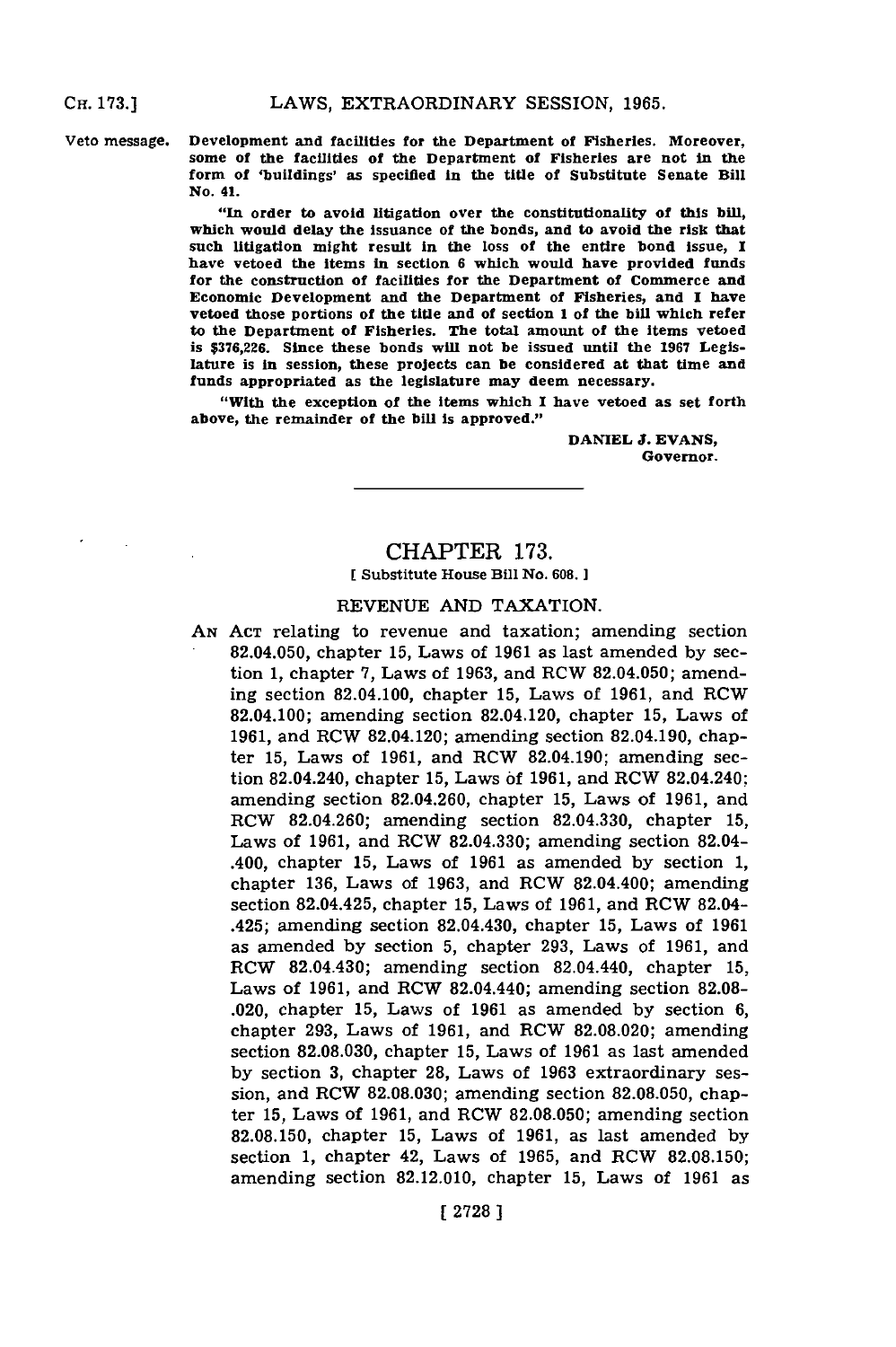Veto message. Development and facilities for the Department of Fisheries. Moreover, some of the facilities of the Department of Fisheries are not in the form of 'buildings' as specified in the title of Substitute Senate Bill No. 41.

"In order to avoid litigation over the constitutionality of this bill, which would delay the issuance of the bonds, and to avoid the risk that such litigation might result in the loss of the entire bond issue, I have vetoed the items in section 6 which would have provided funds for the construction of facilities for the Department of Commerce and Economic Development and the Department of Fisheries, and I have vetoed those portions of the title and of section 1 of the bill which refer to the Department of Fisheries. The total amount of the items vetoed is $376,226. Since these bonds will not be issued until the 1967 Legislature is in session, these projects can be considered at that time and funds appropriated as the legislature may deem necessary.

"With the exception of the items which I have vetoed as set forth above, the remainder of the bill is approved."

DANIEL J. EVANS,
Governor.

---

# CHAPTER 173.

[ Substitute House Bill No. 608. ]

## REVENUE AND TAXATION.

AN ACT relating to revenue and taxation; amending section 82.04.050, chapter 15, Laws of 1961 as last amended by section 1, chapter 7, Laws of 1963, and RCW 82.04.050; amending section 82.04.100, chapter 15, Laws of 1961, and RCW 82.04.100; amending section 82.04.120, chapter 15, Laws of 1961, and RCW 82.04.120; amending section 82.04.190, chapter 15, Laws of 1961, and RCW 82.04.190; amending section 82.04.240, chapter 15, Laws of 1961, and RCW 82.04.240; amending section 82.04.260, chapter 15, Laws of 1961, and RCW 82.04.260; amending section 82.04.330, chapter 15, Laws of 1961, and RCW 82.04.330; amending section 82.04-.400, chapter 15, Laws of 1961 as amended by section 1, chapter 136, Laws of 1963, and RCW 82.04.400; amending section 82.04.425, chapter 15, Laws of 1961, and RCW 82.04-.425; amending section 82.04.430, chapter 15, Laws of 1961 as amended by section 5, chapter 293, Laws of 1961, and RCW 82.04.430; amending section 82.04.440, chapter 15, Laws of 1961, and RCW 82.04.440; amending section 82.08-.020, chapter 15, Laws of 1961 as amended by section 6, chapter 293, Laws of 1961, and RCW 82.08.020; amending section 82.08.030, chapter 15, Laws of 1961 as last amended by section 3, chapter 28, Laws of 1963 extraordinary session, and RCW 82.08.030; amending section 82.08.050, chapter 15, Laws of 1961, and RCW 82.08.050; amending section 82.08.150, chapter 15, Laws of 1961, as last amended by section 1, chapter 42, Laws of 1965, and RCW 82.08.150; amending section 82.12.010, chapter 15, Laws of 1961 as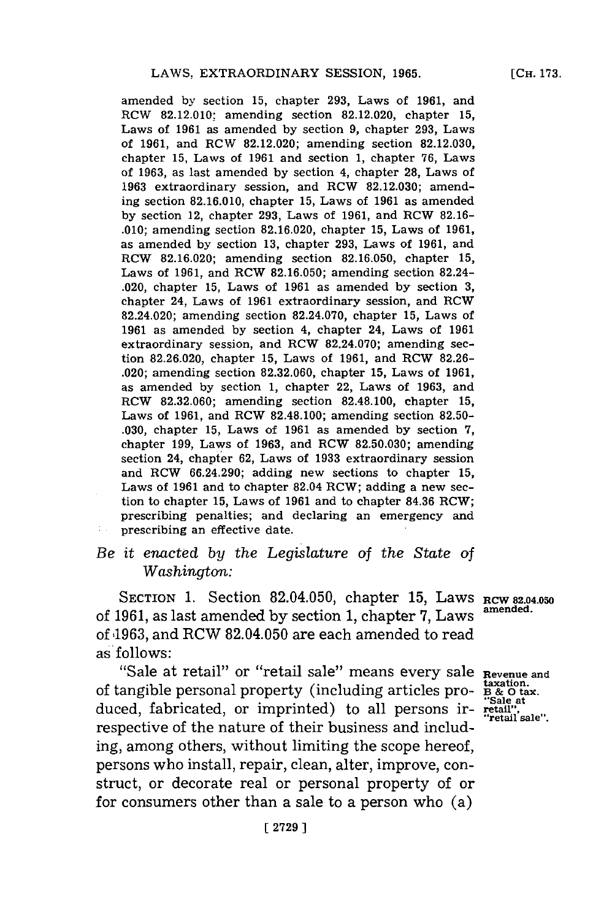amended by section 15, chapter 293, Laws of 1961, and RCW 82.12.010; amending section 82.12.020, chapter 15, Laws of 1961 as amended by section 9, chapter 293, Laws of 1961, and RCW 82.12.020; amending section 82.12.030, chapter 15, Laws of 1961 and section 1, chapter 76, Laws of 1963, as last amended by section 4, chapter 28, Laws of 1963 extraordinary session, and RCW 82.12.030; amending section 82.16.010, chapter 15, Laws of 1961 as amended by section 12, chapter 293, Laws of 1961, and RCW 82.16-.010; amending section 82.16.020, chapter 15, Laws of 1961, as amended by section 13, chapter 293, Laws of 1961, and RCW 82.16.020; amending section 82.16.050, chapter 15, Laws of 1961, and RCW 82.16.050; amending section 82.24-.020, chapter 15, Laws of 1961 as amended by section 3, chapter 24, Laws of 1961 extraordinary session, and RCW 82.24.020; amending section 82.24.070, chapter 15, Laws of 1961 as amended by section 4, chapter 24, Laws of 1961 extraordinary session, and RCW 82.24.070; amending section 82.26.020, chapter 15, Laws of 1961, and RCW 82.26-.020; amending section 82.32.060, chapter 15, Laws of 1961, as amended by section 1, chapter 22, Laws of 1963, and RCW 82.32.060; amending section 82.48.100, chapter 15, Laws of 1961, and RCW 82.48.100; amending section 82.50-.030, chapter 15, Laws of 1961 as amended by section 7, chapter 199, Laws of 1963, and RCW 82.50.030; amending section 24, chapter 62, Laws of 1933 extraordinary session and RCW 66.24.290; adding new sections to chapter 15, Laws of 1961 and to chapter 82.04 RCW; adding a new section to chapter 15, Laws of 1961 and to chapter 84.36 RCW; prescribing penalties; and declaring an emergency and prescribing an effective date.

*Be it enacted by the Legislature of the State of Washington:*

SECTION 1. Section 82.04.050, chapter 15, Laws of 1961, as last amended by section 1, chapter 7, Laws of 1963, and RCW 82.04.050 are each amended to read as follows:

**RCW 82.04.050 amended.**

"Sale at retail" or "retail sale" means every sale of tangible personal property (including articles produced, fabricated, or imprinted) to all persons irrespective of the nature of their business and including, among others, without limiting the scope hereof, persons who install, repair, clean, alter, improve, construct, or decorate real or personal property of or for consumers other than a sale to a person who (a)

**Revenue and taxation. B & O tax. "Sale at retail", "retail sale".**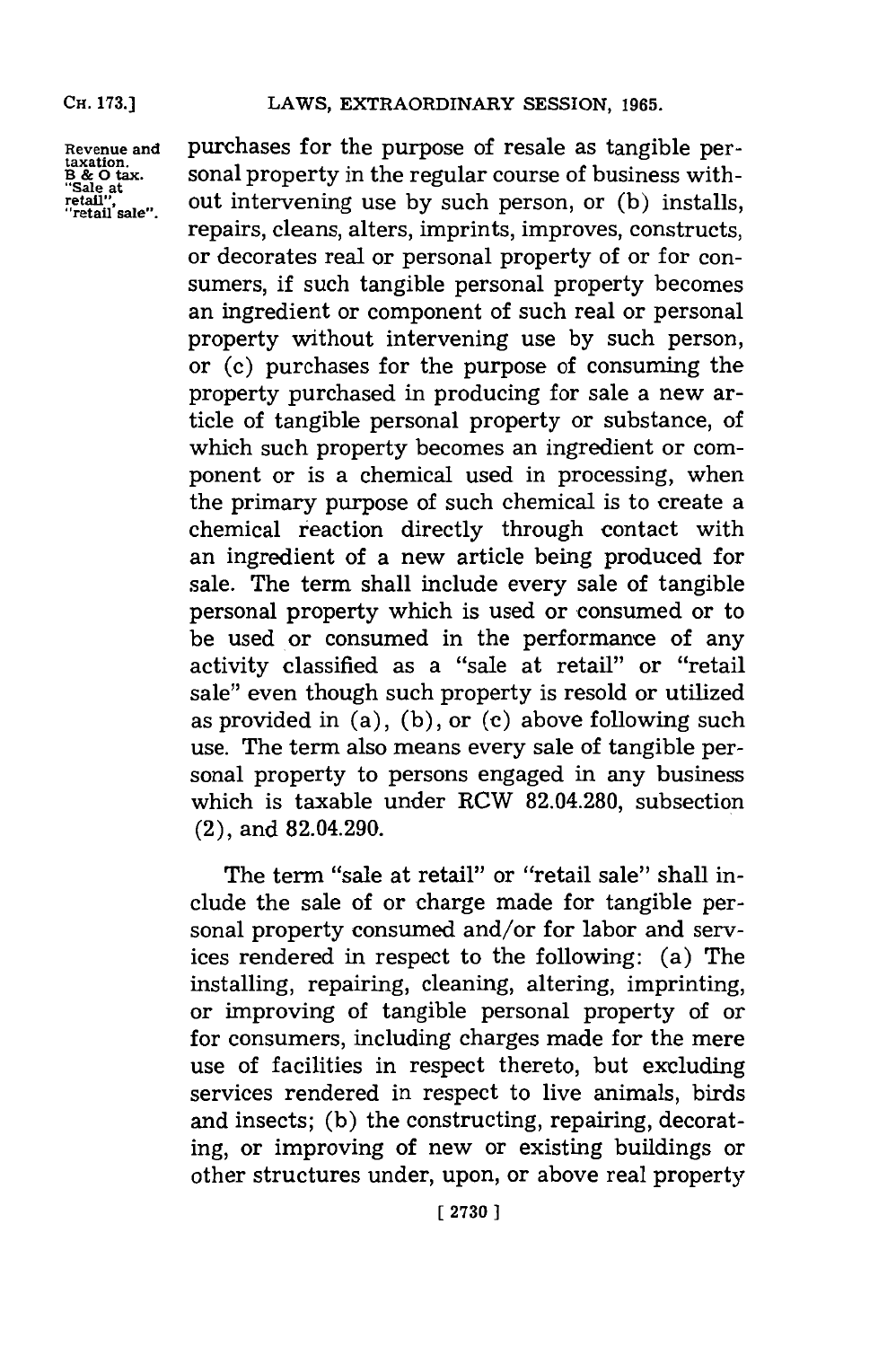Revenue and taxation. B & O tax. "Sale at retail", "retail sale".

purchases for the purpose of resale as tangible personal property in the regular course of business without intervening use by such person, or (b) installs, repairs, cleans, alters, imprints, improves, constructs, or decorates real or personal property of or for consumers, if such tangible personal property becomes an ingredient or component of such real or personal property without intervening use by such person, or (c) purchases for the purpose of consuming the property purchased in producing for sale a new article of tangible personal property or substance, of which such property becomes an ingredient or component or is a chemical used in processing, when the primary purpose of such chemical is to create a chemical reaction directly through contact with an ingredient of a new article being produced for sale. The term shall include every sale of tangible personal property which is used or consumed or to be used or consumed in the performance of any activity classified as a "sale at retail" or "retail sale" even though such property is resold or utilized as provided in (a), (b), or (c) above following such use. The term also means every sale of tangible personal property to persons engaged in any business which is taxable under RCW 82.04.280, subsection (2), and 82.04.290.

The term "sale at retail" or "retail sale" shall include the sale of or charge made for tangible personal property consumed and/or for labor and services rendered in respect to the following: (a) The installing, repairing, cleaning, altering, imprinting, or improving of tangible personal property of or for consumers, including charges made for the mere use of facilities in respect thereto, but excluding services rendered in respect to live animals, birds and insects; (b) the constructing, repairing, decorating, or improving of new or existing buildings or other structures under, upon, or above real property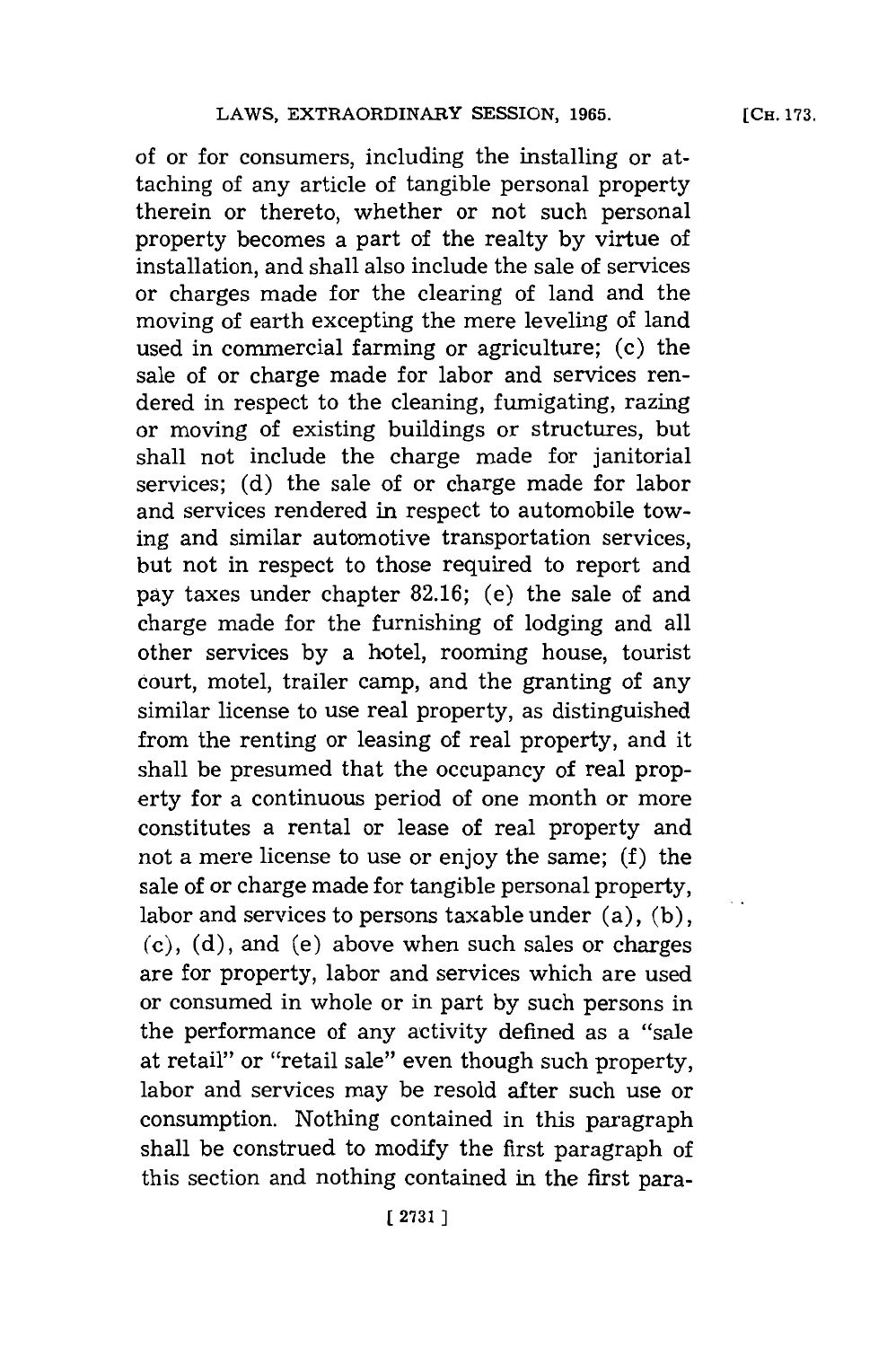of or for consumers, including the installing or attaching of any article of tangible personal property therein or thereto, whether or not such personal property becomes a part of the realty by virtue of installation, and shall also include the sale of services or charges made for the clearing of land and the moving of earth excepting the mere leveling of land used in commercial farming or agriculture; (c) the sale of or charge made for labor and services rendered in respect to the cleaning, fumigating, razing or moving of existing buildings or structures, but shall not include the charge made for janitorial services; (d) the sale of or charge made for labor and services rendered in respect to automobile towing and similar automotive transportation services, but not in respect to those required to report and pay taxes under chapter 82.16; (e) the sale of and charge made for the furnishing of lodging and all other services by a hotel, rooming house, tourist court, motel, trailer camp, and the granting of any similar license to use real property, as distinguished from the renting or leasing of real property, and it shall be presumed that the occupancy of real property for a continuous period of one month or more constitutes a rental or lease of real property and not a mere license to use or enjoy the same; (f) the sale of or charge made for tangible personal property, labor and services to persons taxable under (a), (b), (c), (d), and (e) above when such sales or charges are for property, labor and services which are used or consumed in whole or in part by such persons in the performance of any activity defined as a "sale at retail" or "retail sale" even though such property, labor and services may be resold after such use or consumption. Nothing contained in this paragraph shall be construed to modify the first paragraph of this section and nothing contained in the first para-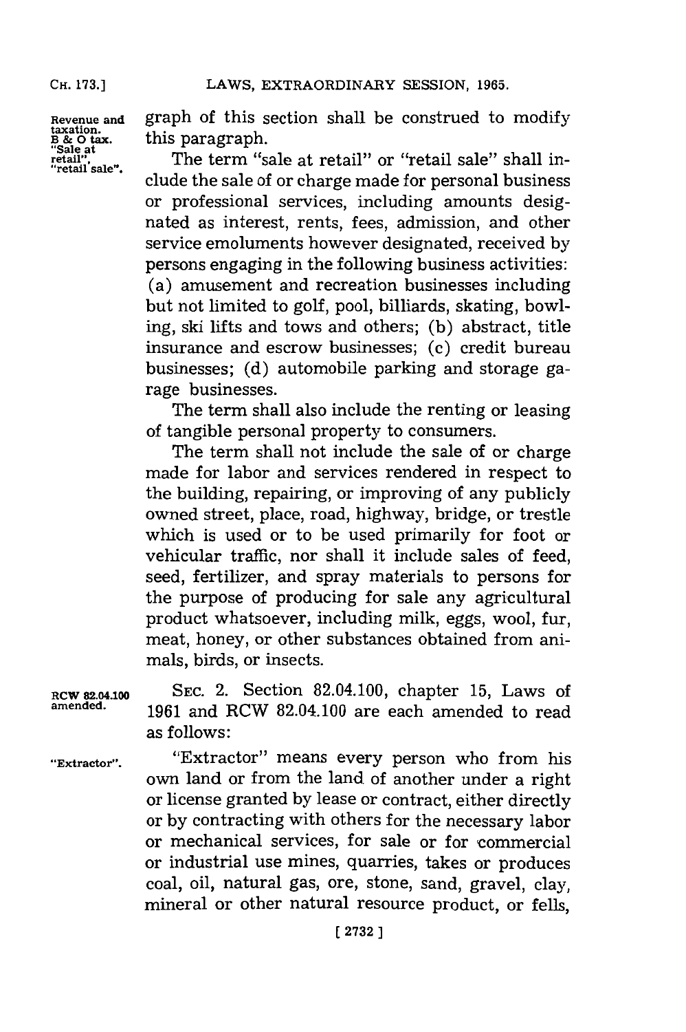graph of this section shall be construed to modify this paragraph.

The term "sale at retail" or "retail sale" shall include the sale of or charge made for personal business or professional services, including amounts designated as interest, rents, fees, admission, and other service emoluments however designated, received by persons engaging in the following business activities: (a) amusement and recreation businesses including but not limited to golf, pool, billiards, skating, bowling, ski lifts and tows and others; (b) abstract, title insurance and escrow businesses; (c) credit bureau businesses; (d) automobile parking and storage garage businesses.

The term shall also include the renting or leasing of tangible personal property to consumers.

The term shall not include the sale of or charge made for labor and services rendered in respect to the building, repairing, or improving of any publicly owned street, place, road, highway, bridge, or trestle which is used or to be used primarily for foot or vehicular traffic, nor shall it include sales of feed, seed, fertilizer, and spray materials to persons for the purpose of producing for sale any agricultural product whatsoever, including milk, eggs, wool, fur, meat, honey, or other substances obtained from animals, birds, or insects.

SEC. 2. Section 82.04.100, chapter 15, Laws of 1961 and RCW 82.04.100 are each amended to read as follows:

"Extractor" means every person who from his own land or from the land of another under a right or license granted by lease or contract, either directly or by contracting with others for the necessary labor or mechanical services, for sale or for commercial or industrial use mines, quarries, takes or produces coal, oil, natural gas, ore, stone, sand, gravel, clay, mineral or other natural resource product, or fells,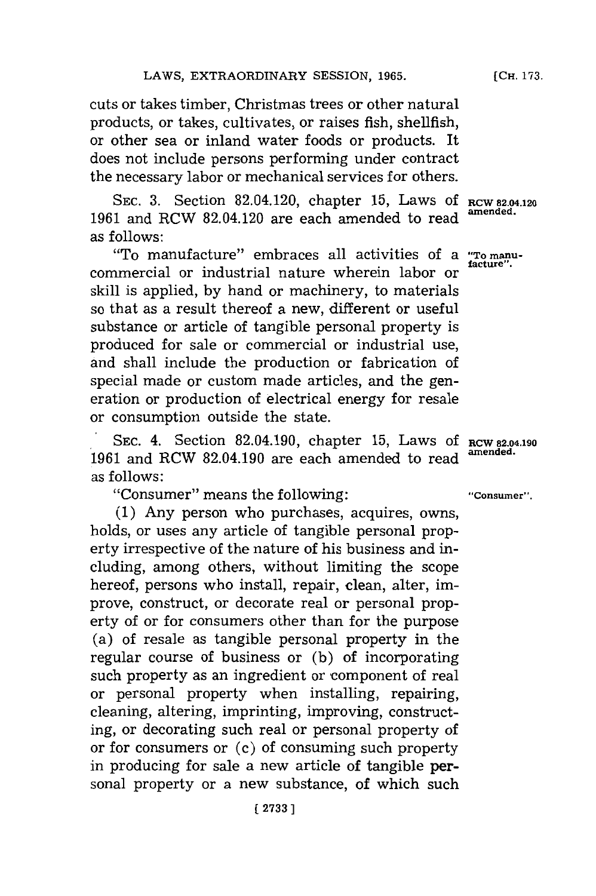cuts or takes timber, Christmas trees or other natural products, or takes, cultivates, or raises fish, shellfish, or other sea or inland water foods or products. It does not include persons performing under contract the necessary labor or mechanical services for others.

SEC. 3. Section 82.04.120, chapter 15, Laws of 1961 and RCW 82.04.120 are each amended to read as follows:

**RCW 82.04.120 amended.**

"To manufacture" embraces all activities of a commercial or industrial nature wherein labor or skill is applied, by hand or machinery, to materials so that as a result thereof a new, different or useful substance or article of tangible personal property is produced for sale or commercial or industrial use, and shall include the production or fabrication of special made or custom made articles, and the generation or production of electrical energy for resale or consumption outside the state.

**"To manufacture".**

SEC. 4. Section 82.04.190, chapter 15, Laws of 1961 and RCW 82.04.190 are each amended to read as follows:

**RCW 82.04.190 amended.**

"Consumer" means the following:

**"Consumer".**

(1) Any person who purchases, acquires, owns, holds, or uses any article of tangible personal property irrespective of the nature of his business and including, among others, without limiting the scope hereof, persons who install, repair, clean, alter, improve, construct, or decorate real or personal property of or for consumers other than for the purpose (a) of resale as tangible personal property in the regular course of business or (b) of incorporating such property as an ingredient or component of real or personal property when installing, repairing, cleaning, altering, imprinting, improving, constructing, or decorating such real or personal property of or for consumers or (c) of consuming such property in producing for sale a new article of tangible personal property or a new substance, of which such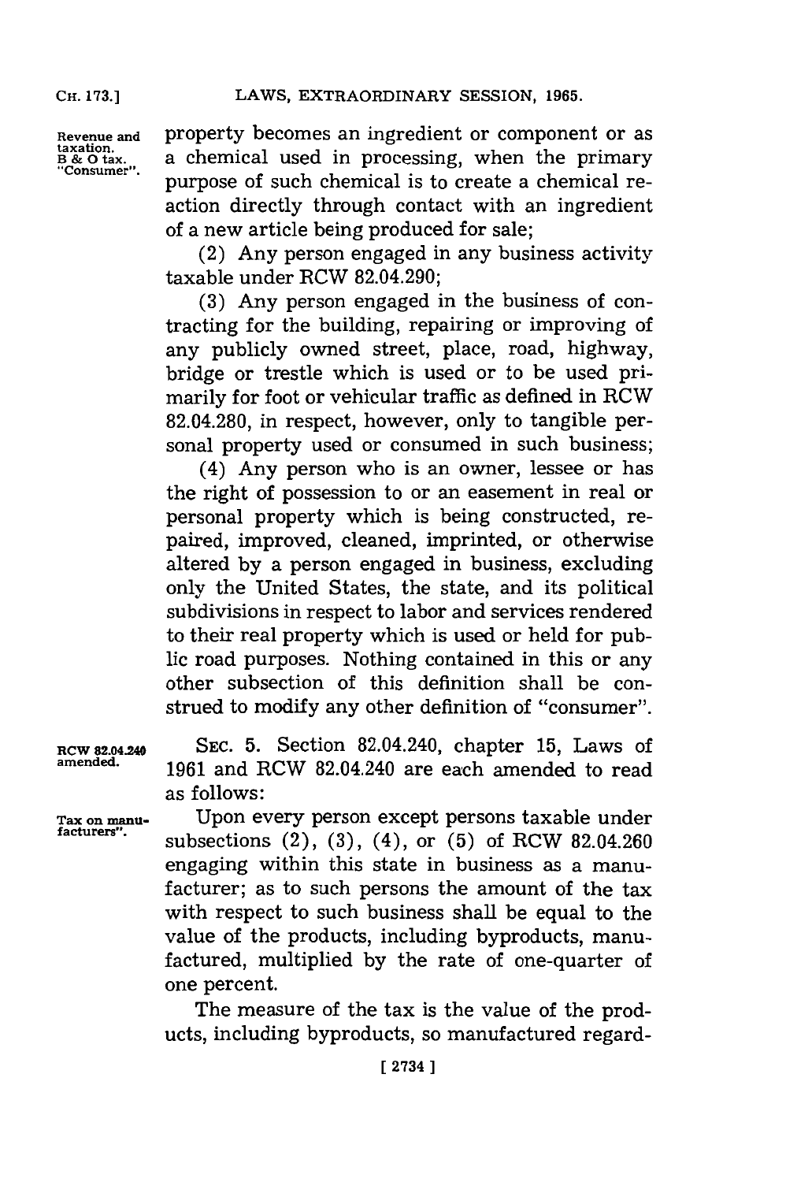property becomes an ingredient or component or as a chemical used in processing, when the primary purpose of such chemical is to create a chemical reaction directly through contact with an ingredient of a new article being produced for sale;

(2) Any person engaged in any business activity taxable under RCW 82.04.290;

(3) Any person engaged in the business of contracting for the building, repairing or improving of any publicly owned street, place, road, highway, bridge or trestle which is used or to be used primarily for foot or vehicular traffic as defined in RCW 82.04.280, in respect, however, only to tangible personal property used or consumed in such business;

(4) Any person who is an owner, lessee or has the right of possession to or an easement in real or personal property which is being constructed, repaired, improved, cleaned, imprinted, or otherwise altered by a person engaged in business, excluding only the United States, the state, and its political subdivisions in respect to labor and services rendered to their real property which is used or held for public road purposes. Nothing contained in this or any other subsection of this definition shall be construed to modify any other definition of "consumer".

RCW 82.04.240 amended.

SEC. 5. Section 82.04.240, chapter 15, Laws of 1961 and RCW 82.04.240 are each amended to read as follows:

Tax on manufacturers".

Upon every person except persons taxable under subsections (2), (3), (4), or (5) of RCW 82.04.260 engaging within this state in business as a manufacturer; as to such persons the amount of the tax with respect to such business shall be equal to the value of the products, including byproducts, manufactured, multiplied by the rate of one-quarter of one percent.

The measure of the tax is the value of the products, including byproducts, so manufactured regard-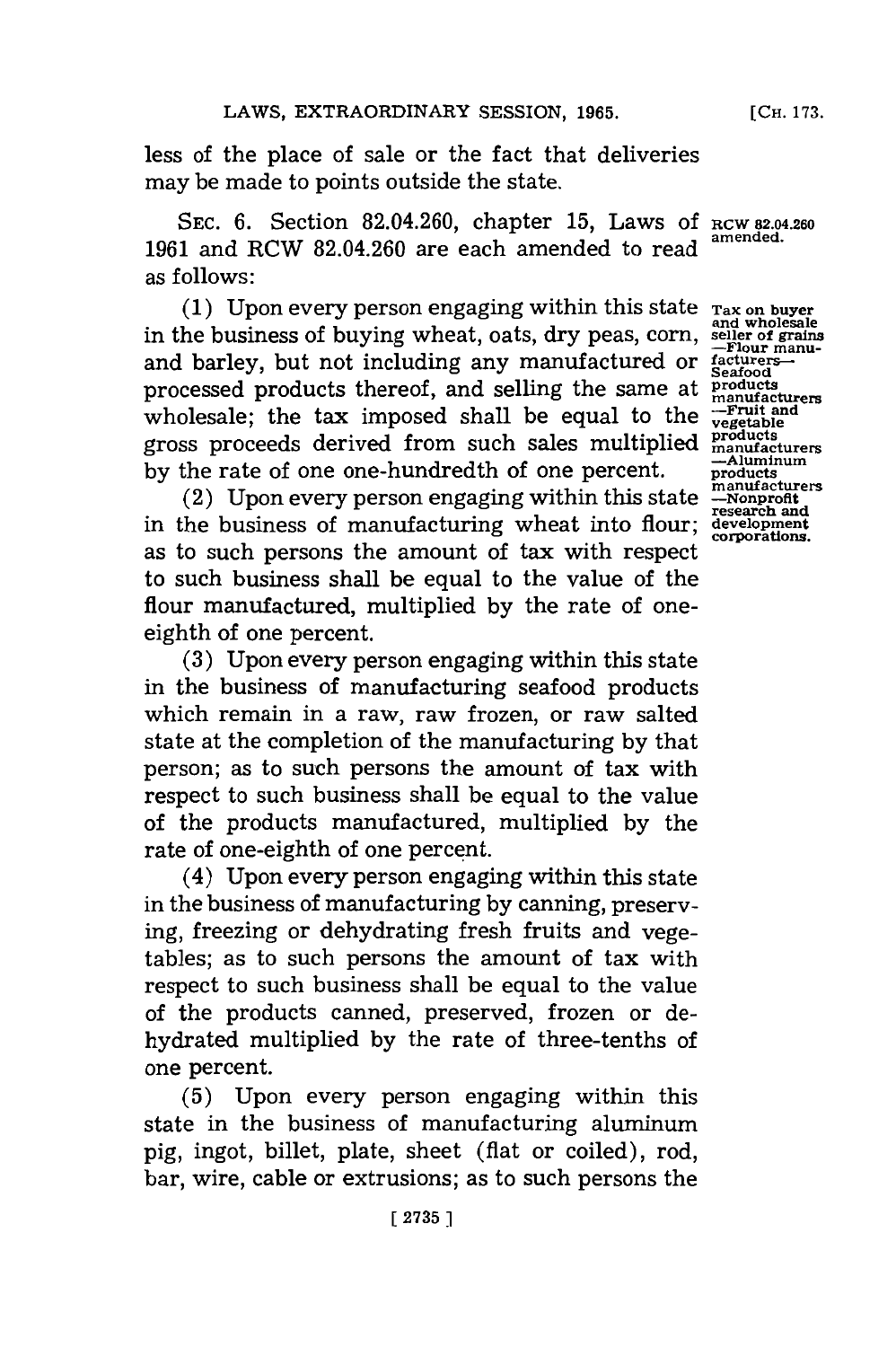less of the place of sale or the fact that deliveries may be made to points outside the state.

SEC. 6. Section 82.04.260, chapter 15, Laws of 1961 and RCW 82.04.260 are each amended to read as follows:

RCW 82.04.260 amended.

Tax on buyer and wholesale seller of grains —Flour manufacturers—Seafood products manufacturers —Fruit and vegetable products manufacturers —Aluminum products manufacturers —Nonprofit research and development corporations.

(1) Upon every person engaging within this state in the business of buying wheat, oats, dry peas, corn, and barley, but not including any manufactured or processed products thereof, and selling the same at wholesale; the tax imposed shall be equal to the gross proceeds derived from such sales multiplied by the rate of one one-hundredth of one percent.

(2) Upon every person engaging within this state in the business of manufacturing wheat into flour; as to such persons the amount of tax with respect to such business shall be equal to the value of the flour manufactured, multiplied by the rate of one-eighth of one percent.

(3) Upon every person engaging within this state in the business of manufacturing seafood products which remain in a raw, raw frozen, or raw salted state at the completion of the manufacturing by that person; as to such persons the amount of tax with respect to such business shall be equal to the value of the products manufactured, multiplied by the rate of one-eighth of one percent.

(4) Upon every person engaging within this state in the business of manufacturing by canning, preserving, freezing or dehydrating fresh fruits and vegetables; as to such persons the amount of tax with respect to such business shall be equal to the value of the products canned, preserved, frozen or dehydrated multiplied by the rate of three-tenths of one percent.

(5) Upon every person engaging within this state in the business of manufacturing aluminum pig, ingot, billet, plate, sheet (flat or coiled), rod, bar, wire, cable or extrusions; as to such persons the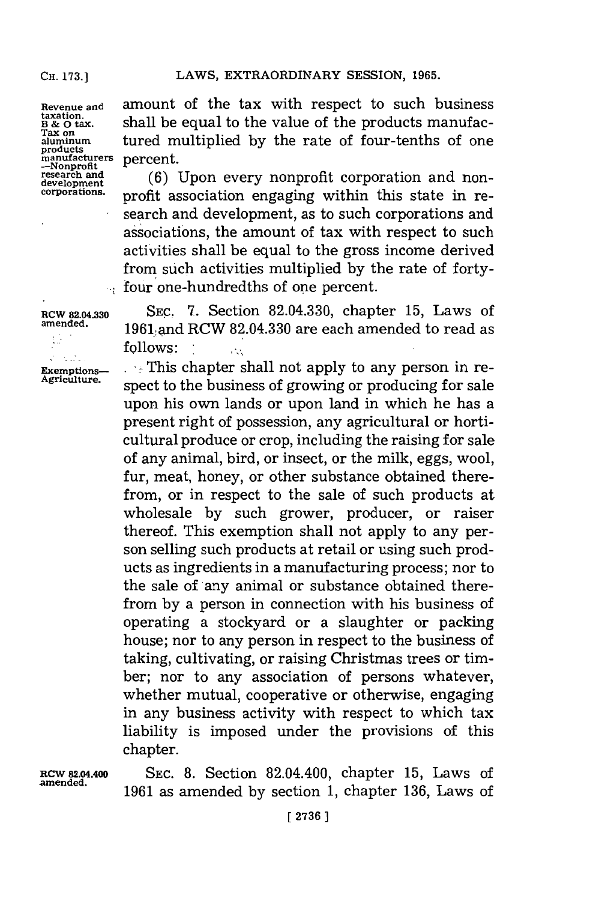amount of the tax with respect to such business shall be equal to the value of the products manufactured multiplied by the rate of four-tenths of one percent.

Revenue and taxation. B & O tax. Tax on aluminum products manufacturers —Nonprofit research and development corporations.

(6) Upon every nonprofit corporation and nonprofit association engaging within this state in research and development, as to such corporations and associations, the amount of tax with respect to such activities shall be equal to the gross income derived from such activities multiplied by the rate of forty-four one-hundredths of one percent.

RCW 82.04.330 amended.

SEC. 7. Section 82.04.330, chapter 15, Laws of 1961 and RCW 82.04.330 are each amended to read as follows:

Exemptions—Agriculture.

This chapter shall not apply to any person in respect to the business of growing or producing for sale upon his own lands or upon land in which he has a present right of possession, any agricultural or horticultural produce or crop, including the raising for sale of any animal, bird, or insect, or the milk, eggs, wool, fur, meat, honey, or other substance obtained therefrom, or in respect to the sale of such products at wholesale by such grower, producer, or raiser thereof. This exemption shall not apply to any person selling such products at retail or using such products as ingredients in a manufacturing process; nor to the sale of any animal or substance obtained therefrom by a person in connection with his business of operating a stockyard or a slaughter or packing house; nor to any person in respect to the business of taking, cultivating, or raising Christmas trees or timber; nor to any association of persons whatever, whether mutual, cooperative or otherwise, engaging in any business activity with respect to which tax liability is imposed under the provisions of this chapter.

RCW 82.04.400 amended.

SEC. 8. Section 82.04.400, chapter 15, Laws of 1961 as amended by section 1, chapter 136, Laws of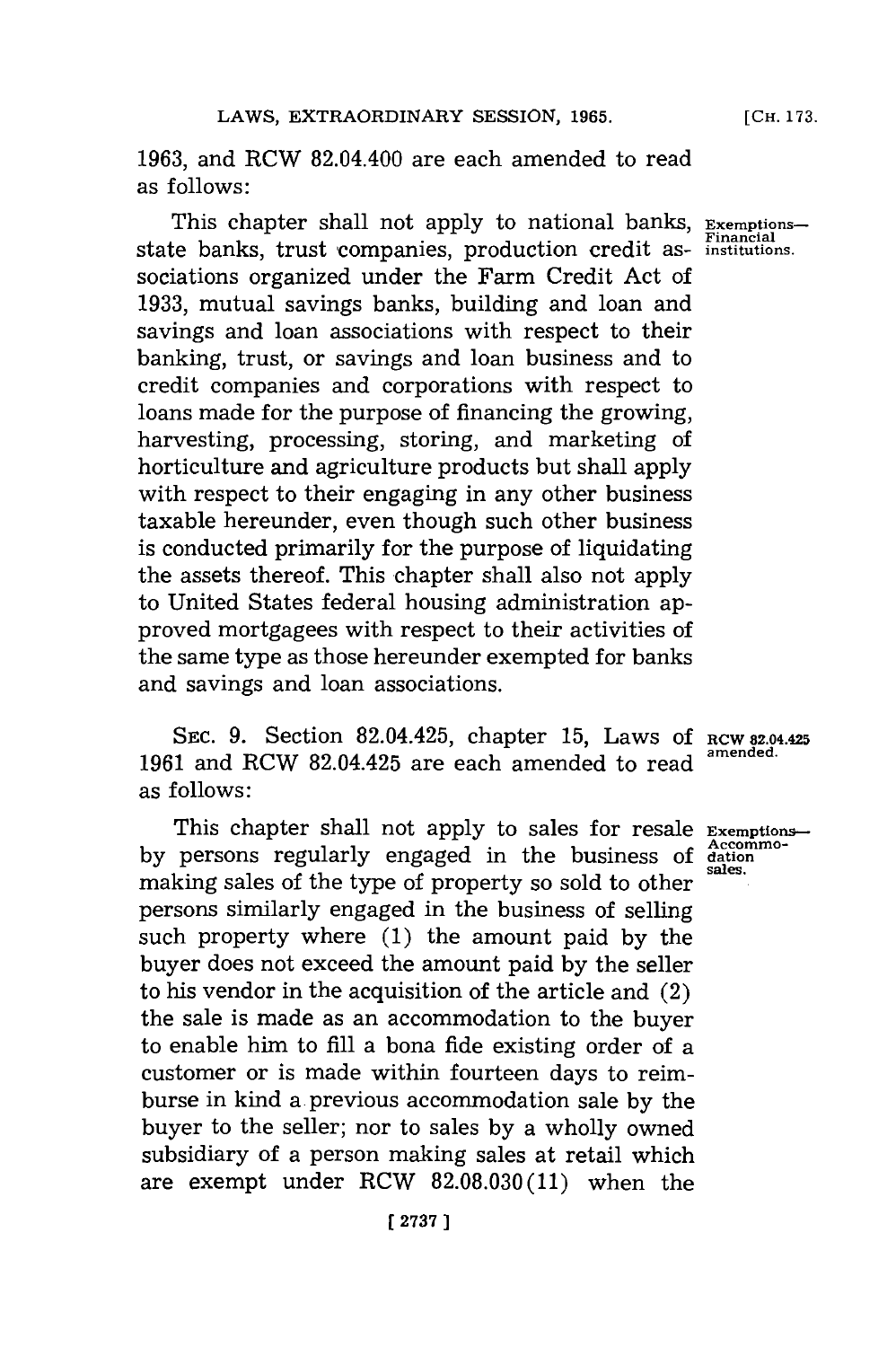1963, and RCW 82.04.400 are each amended to read as follows:

This chapter shall not apply to national banks, state banks, trust companies, production credit associations organized under the Farm Credit Act of 1933, mutual savings banks, building and loan and savings and loan associations with respect to their banking, trust, or savings and loan business and to credit companies and corporations with respect to loans made for the purpose of financing the growing, harvesting, processing, storing, and marketing of horticulture and agriculture products but shall apply with respect to their engaging in any other business taxable hereunder, even though such other business is conducted primarily for the purpose of liquidating the assets thereof. This chapter shall also not apply to United States federal housing administration approved mortgagees with respect to their activities of the same type as those hereunder exempted for banks and savings and loan associations.

Exemptions—Financial institutions.

SEC. 9. Section 82.04.425, chapter 15, Laws of 1961 and RCW 82.04.425 are each amended to read as follows:

RCW 82.04.425 amended.

This chapter shall not apply to sales for resale by persons regularly engaged in the business of making sales of the type of property so sold to other persons similarly engaged in the business of selling such property where (1) the amount paid by the buyer does not exceed the amount paid by the seller to his vendor in the acquisition of the article and (2) the sale is made as an accommodation to the buyer to enable him to fill a bona fide existing order of a customer or is made within fourteen days to reimburse in kind a previous accommodation sale by the buyer to the seller; nor to sales by a wholly owned subsidiary of a person making sales at retail which are exempt under RCW 82.08.030(11) when the

Exemptions—Accommodation sales.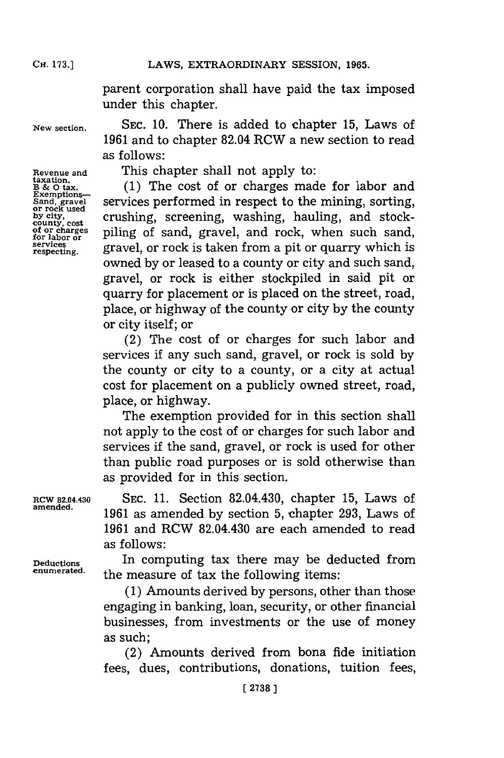parent corporation shall have paid the tax imposed under this chapter.

New section. SEC. 10. There is added to chapter 15, Laws of 1961 and to chapter 82.04 RCW a new section to read as follows:

Revenue and taxation. B & O tax. Exemptions—Sand, gravel or rock used by city, county, cost of or charges for labor or services respecting.

This chapter shall not apply to:

(1) The cost of or charges made for labor and services performed in respect to the mining, sorting, crushing, screening, washing, hauling, and stockpiling of sand, gravel, and rock, when such sand, gravel, or rock is taken from a pit or quarry which is owned by or leased to a county or city and such sand, gravel, or rock is either stockpiled in said pit or quarry for placement or is placed on the street, road, place, or highway of the county or city by the county or city itself; or

(2) The cost of or charges for such labor and services if any such sand, gravel, or rock is sold by the county or city to a county, or a city at actual cost for placement on a publicly owned street, road, place, or highway.

The exemption provided for in this section shall not apply to the cost of or charges for such labor and services if the sand, gravel, or rock is used for other than public road purposes or is sold otherwise than as provided for in this section.

RCW 82.04.430 amended. SEC. 11. Section 82.04.430, chapter 15, Laws of 1961 as amended by section 5, chapter 293, Laws of 1961 and RCW 82.04.430 are each amended to read as follows:

Deductions enumerated. In computing tax there may be deducted from the measure of tax the following items:

(1) Amounts derived by persons, other than those engaging in banking, loan, security, or other financial businesses, from investments or the use of money as such;

(2) Amounts derived from bona fide initiation fees, dues, contributions, donations, tuition fees,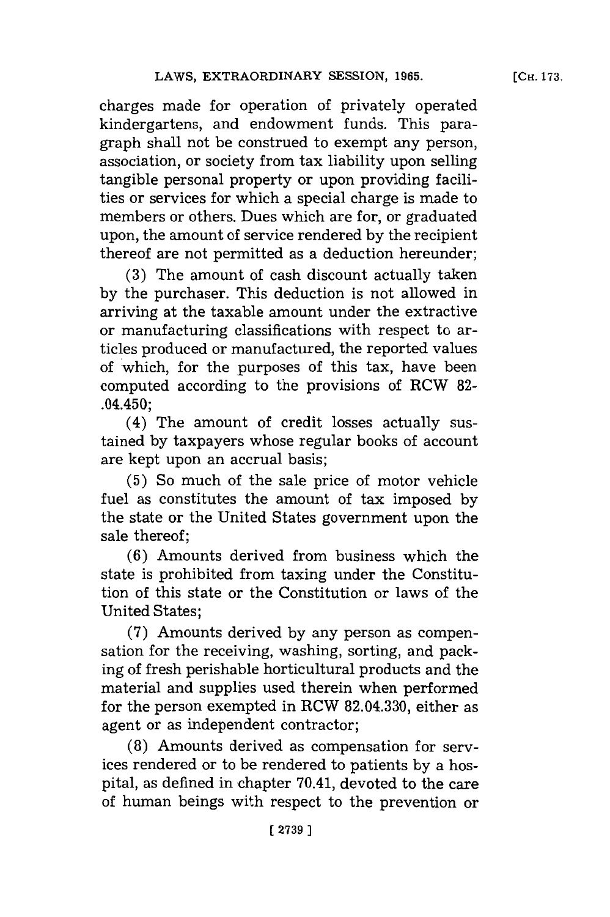charges made for operation of privately operated kindergartens, and endowment funds. This paragraph shall not be construed to exempt any person, association, or society from tax liability upon selling tangible personal property or upon providing facilities or services for which a special charge is made to members or others. Dues which are for, or graduated upon, the amount of service rendered by the recipient thereof are not permitted as a deduction hereunder;

(3) The amount of cash discount actually taken by the purchaser. This deduction is not allowed in arriving at the taxable amount under the extractive or manufacturing classifications with respect to articles produced or manufactured, the reported values of which, for the purposes of this tax, have been computed according to the provisions of RCW 82-.04.450;

(4) The amount of credit losses actually sustained by taxpayers whose regular books of account are kept upon an accrual basis;

(5) So much of the sale price of motor vehicle fuel as constitutes the amount of tax imposed by the state or the United States government upon the sale thereof;

(6) Amounts derived from business which the state is prohibited from taxing under the Constitution of this state or the Constitution or laws of the United States;

(7) Amounts derived by any person as compensation for the receiving, washing, sorting, and packing of fresh perishable horticultural products and the material and supplies used therein when performed for the person exempted in RCW 82.04.330, either as agent or as independent contractor;

(8) Amounts derived as compensation for services rendered or to be rendered to patients by a hospital, as defined in chapter 70.41, devoted to the care of human beings with respect to the prevention or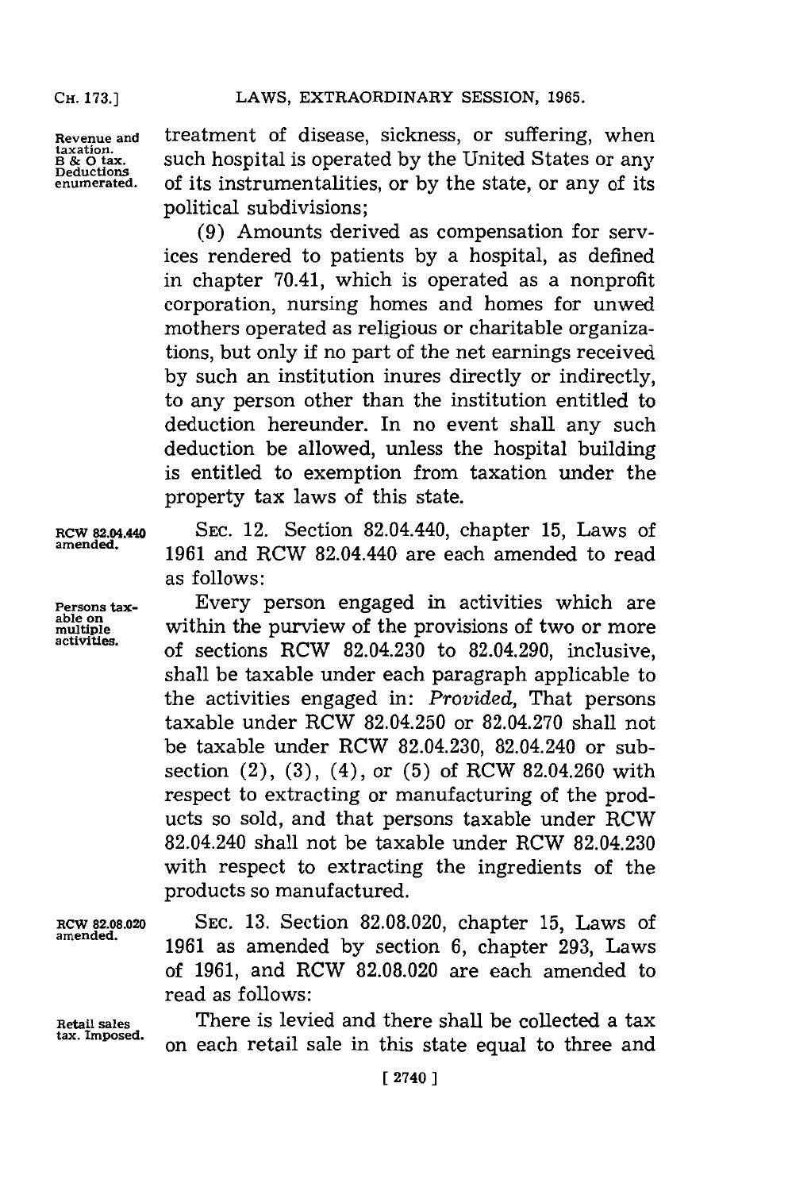Revenue and taxation. B & O tax. Deductions enumerated.

treatment of disease, sickness, or suffering, when such hospital is operated by the United States or any of its instrumentalities, or by the state, or any of its political subdivisions;

(9) Amounts derived as compensation for services rendered to patients by a hospital, as defined in chapter 70.41, which is operated as a nonprofit corporation, nursing homes and homes for unwed mothers operated as religious or charitable organizations, but only if no part of the net earnings received by such an institution inures directly or indirectly, to any person other than the institution entitled to deduction hereunder. In no event shall any such deduction be allowed, unless the hospital building is entitled to exemption from taxation under the property tax laws of this state.

RCW 82.04.440 amended.

SEC. 12. Section 82.04.440, chapter 15, Laws of 1961 and RCW 82.04.440 are each amended to read as follows:

Persons taxable on multiple activities.

Every person engaged in activities which are within the purview of the provisions of two or more of sections RCW 82.04.230 to 82.04.290, inclusive, shall be taxable under each paragraph applicable to the activities engaged in: *Provided,* That persons taxable under RCW 82.04.250 or 82.04.270 shall not be taxable under RCW 82.04.230, 82.04.240 or subsection (2), (3), (4), or (5) of RCW 82.04.260 with respect to extracting or manufacturing of the products so sold, and that persons taxable under RCW 82.04.240 shall not be taxable under RCW 82.04.230 with respect to extracting the ingredients of the products so manufactured.

RCW 82.08.020 amended.

SEC. 13. Section 82.08.020, chapter 15, Laws of 1961 as amended by section 6, chapter 293, Laws of 1961, and RCW 82.08.020 are each amended to read as follows:

Retail sales tax. Imposed.

There is levied and there shall be collected a tax on each retail sale in this state equal to three and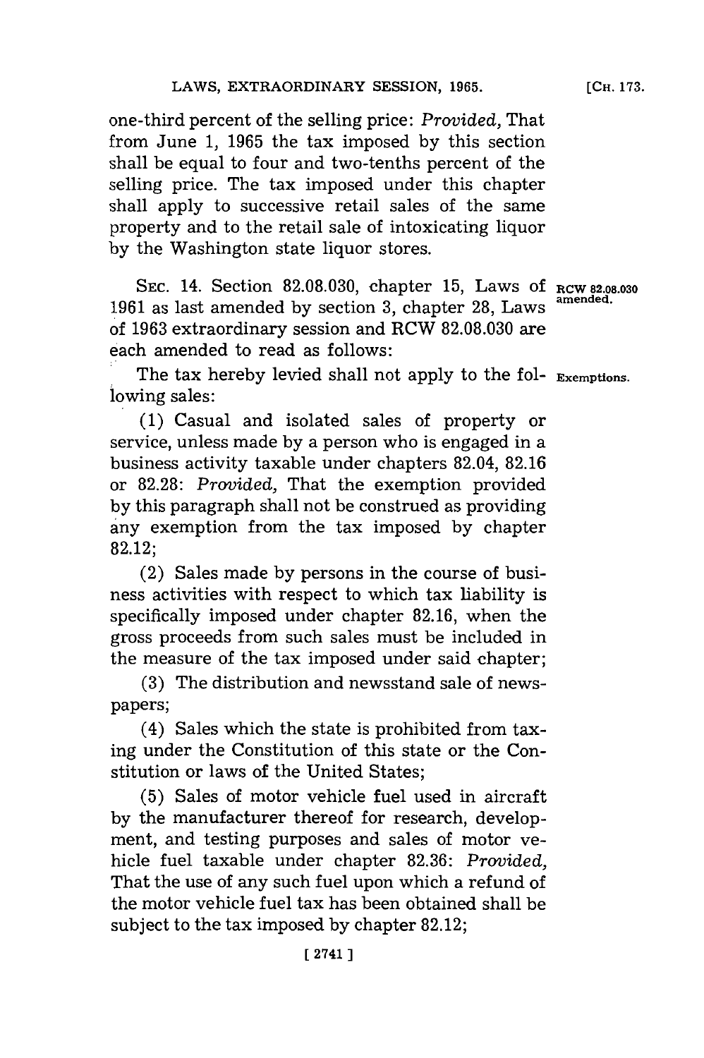one-third percent of the selling price: *Provided,* That from June 1, 1965 the tax imposed by this section shall be equal to four and two-tenths percent of the selling price. The tax imposed under this chapter shall apply to successive retail sales of the same property and to the retail sale of intoxicating liquor by the Washington state liquor stores.

SEC. 14. Section 82.08.030, chapter 15, Laws of 1961 as last amended by section 3, chapter 28, Laws of 1963 extraordinary session and RCW 82.08.030 are each amended to read as follows:

RCW 82.08.030 amended.

The tax hereby levied shall not apply to the following sales:

Exemptions.

(1) Casual and isolated sales of property or service, unless made by a person who is engaged in a business activity taxable under chapters 82.04, 82.16 or 82.28: *Provided,* That the exemption provided by this paragraph shall not be construed as providing any exemption from the tax imposed by chapter 82.12;

(2) Sales made by persons in the course of business activities with respect to which tax liability is specifically imposed under chapter 82.16, when the gross proceeds from such sales must be included in the measure of the tax imposed under said chapter;

(3) The distribution and newsstand sale of newspapers;

(4) Sales which the state is prohibited from taxing under the Constitution of this state or the Constitution or laws of the United States;

(5) Sales of motor vehicle fuel used in aircraft by the manufacturer thereof for research, development, and testing purposes and sales of motor vehicle fuel taxable under chapter 82.36: *Provided,* That the use of any such fuel upon which a refund of the motor vehicle fuel tax has been obtained shall be subject to the tax imposed by chapter 82.12;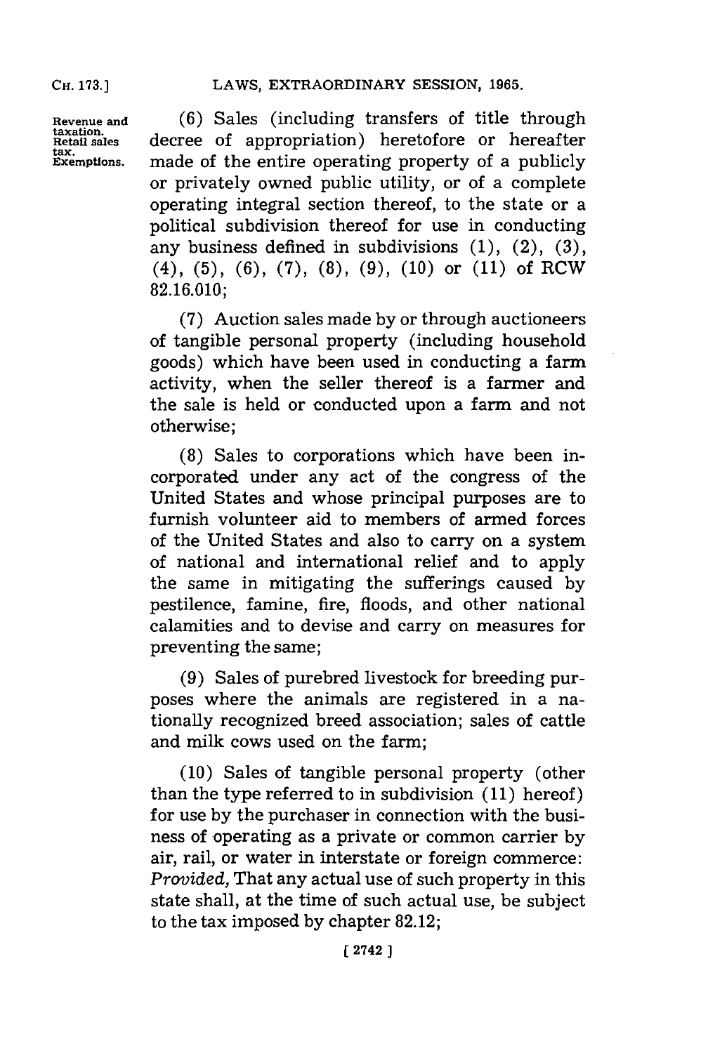(6) Sales (including transfers of title through decree of appropriation) heretofore or hereafter made of the entire operating property of a publicly or privately owned public utility, or of a complete operating integral section thereof, to the state or a political subdivision thereof for use in conducting any business defined in subdivisions (1), (2), (3), (4), (5), (6), (7), (8), (9), (10) or (11) of RCW 82.16.010;

(7) Auction sales made by or through auctioneers of tangible personal property (including household goods) which have been used in conducting a farm activity, when the seller thereof is a farmer and the sale is held or conducted upon a farm and not otherwise;

(8) Sales to corporations which have been incorporated under any act of the congress of the United States and whose principal purposes are to furnish volunteer aid to members of armed forces of the United States and also to carry on a system of national and international relief and to apply the same in mitigating the sufferings caused by pestilence, famine, fire, floods, and other national calamities and to devise and carry on measures for preventing the same;

(9) Sales of purebred livestock for breeding purposes where the animals are registered in a nationally recognized breed association; sales of cattle and milk cows used on the farm;

(10) Sales of tangible personal property (other than the type referred to in subdivision (11) hereof) for use by the purchaser in connection with the business of operating as a private or common carrier by air, rail, or water in interstate or foreign commerce: *Provided,* That any actual use of such property in this state shall, at the time of such actual use, be subject to the tax imposed by chapter 82.12;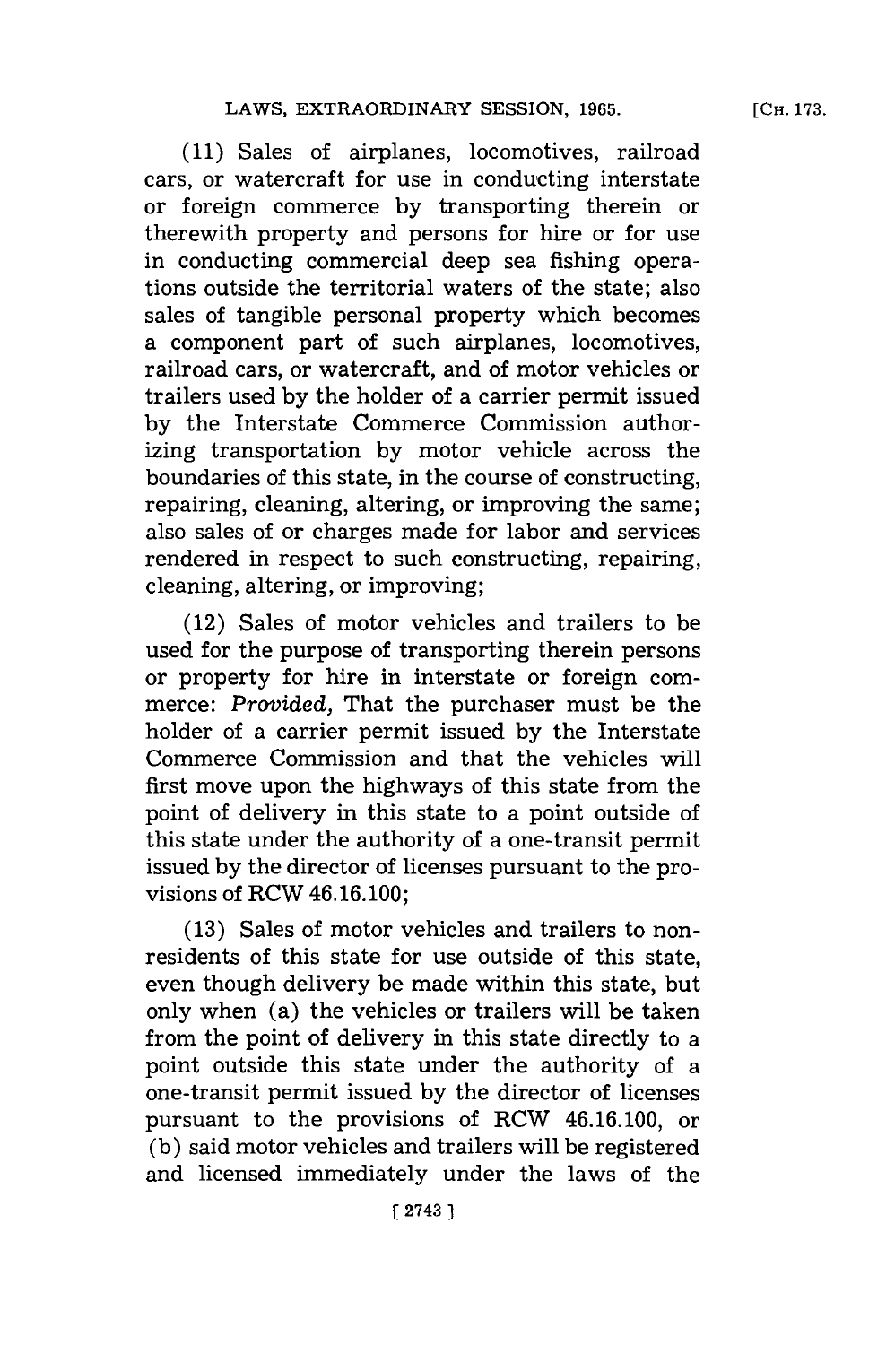(11) Sales of airplanes, locomotives, railroad cars, or watercraft for use in conducting interstate or foreign commerce by transporting therein or therewith property and persons for hire or for use in conducting commercial deep sea fishing operations outside the territorial waters of the state; also sales of tangible personal property which becomes a component part of such airplanes, locomotives, railroad cars, or watercraft, and of motor vehicles or trailers used by the holder of a carrier permit issued by the Interstate Commerce Commission authorizing transportation by motor vehicle across the boundaries of this state, in the course of constructing, repairing, cleaning, altering, or improving the same; also sales of or charges made for labor and services rendered in respect to such constructing, repairing, cleaning, altering, or improving;

(12) Sales of motor vehicles and trailers to be used for the purpose of transporting therein persons or property for hire in interstate or foreign commerce: *Provided,* That the purchaser must be the holder of a carrier permit issued by the Interstate Commerce Commission and that the vehicles will first move upon the highways of this state from the point of delivery in this state to a point outside of this state under the authority of a one-transit permit issued by the director of licenses pursuant to the provisions of RCW 46.16.100;

(13) Sales of motor vehicles and trailers to nonresidents of this state for use outside of this state, even though delivery be made within this state, but only when (a) the vehicles or trailers will be taken from the point of delivery in this state directly to a point outside this state under the authority of a one-transit permit issued by the director of licenses pursuant to the provisions of RCW 46.16.100, or (b) said motor vehicles and trailers will be registered and licensed immediately under the laws of the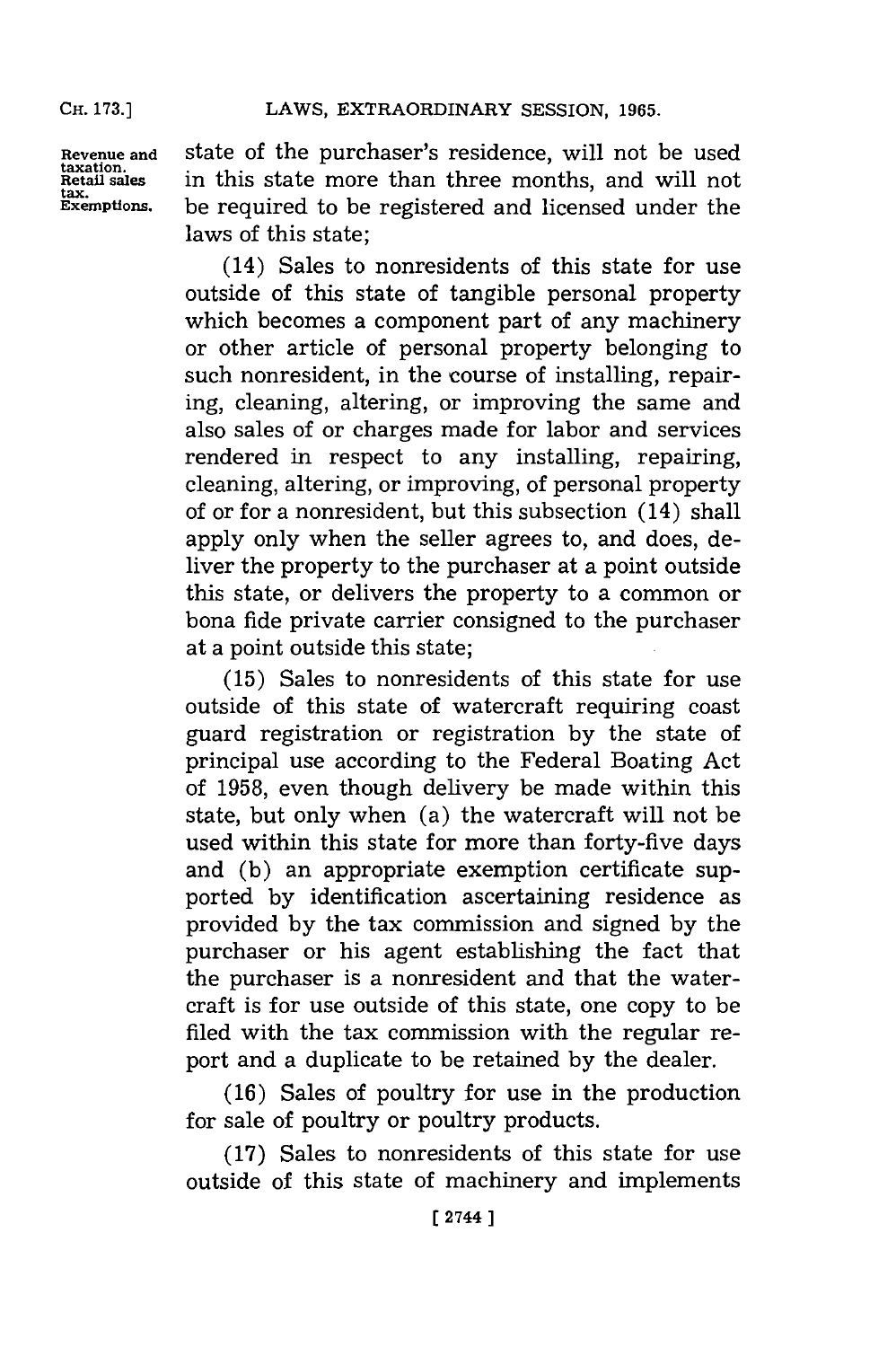state of the purchaser's residence, will not be used in this state more than three months, and will not be required to be registered and licensed under the laws of this state;

(14) Sales to nonresidents of this state for use outside of this state of tangible personal property which becomes a component part of any machinery or other article of personal property belonging to such nonresident, in the course of installing, repairing, cleaning, altering, or improving the same and also sales of or charges made for labor and services rendered in respect to any installing, repairing, cleaning, altering, or improving, of personal property of or for a nonresident, but this subsection (14) shall apply only when the seller agrees to, and does, deliver the property to the purchaser at a point outside this state, or delivers the property to a common or bona fide private carrier consigned to the purchaser at a point outside this state;

(15) Sales to nonresidents of this state for use outside of this state of watercraft requiring coast guard registration or registration by the state of principal use according to the Federal Boating Act of 1958, even though delivery be made within this state, but only when (a) the watercraft will not be used within this state for more than forty-five days and (b) an appropriate exemption certificate supported by identification ascertaining residence as provided by the tax commission and signed by the purchaser or his agent establishing the fact that the purchaser is a nonresident and that the watercraft is for use outside of this state, one copy to be filed with the tax commission with the regular report and a duplicate to be retained by the dealer.

(16) Sales of poultry for use in the production for sale of poultry or poultry products.

(17) Sales to nonresidents of this state for use outside of this state of machinery and implements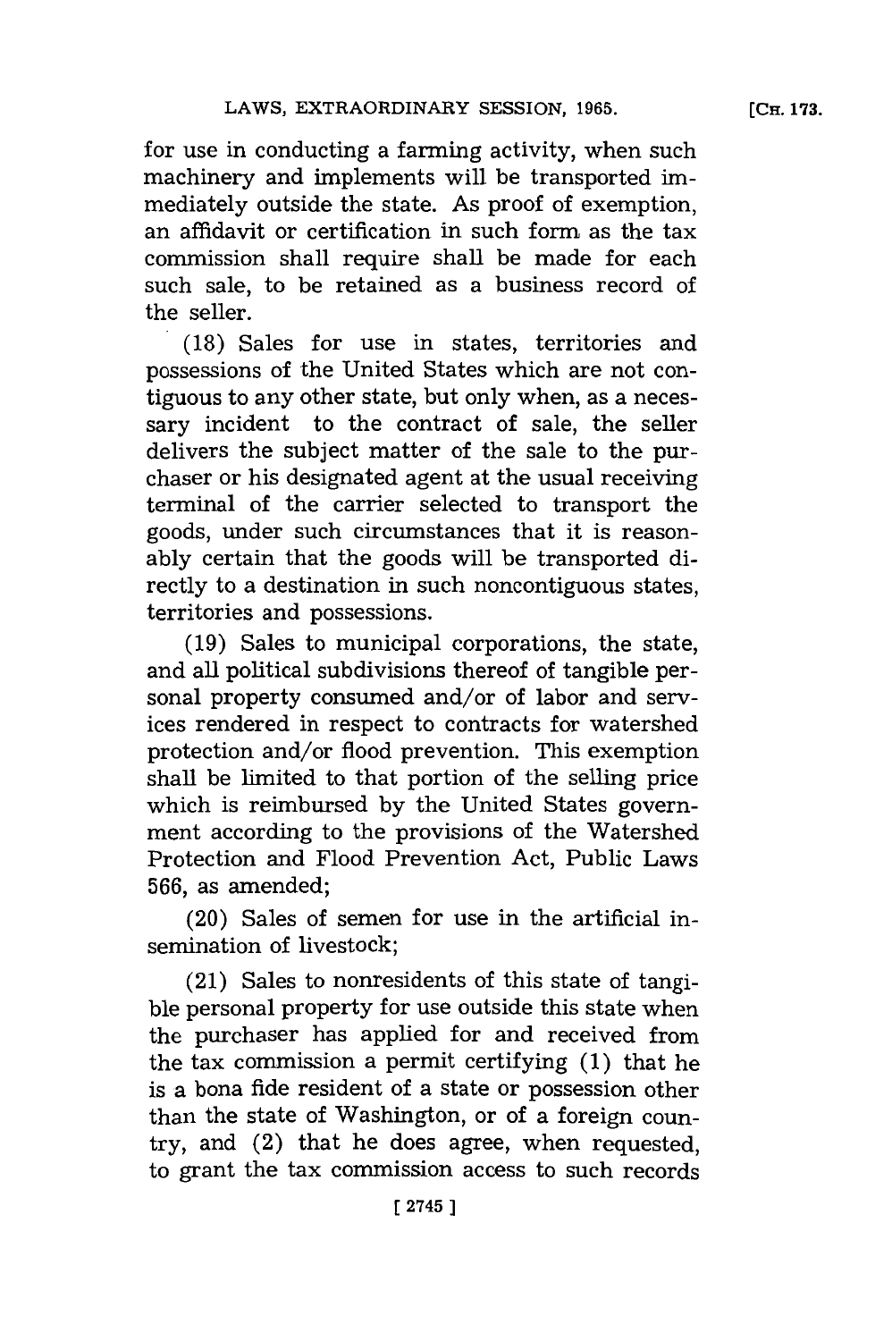for use in conducting a farming activity, when such machinery and implements will be transported immediately outside the state. As proof of exemption, an affidavit or certification in such form as the tax commission shall require shall be made for each such sale, to be retained as a business record of the seller.

(18) Sales for use in states, territories and possessions of the United States which are not contiguous to any other state, but only when, as a necessary incident to the contract of sale, the seller delivers the subject matter of the sale to the purchaser or his designated agent at the usual receiving terminal of the carrier selected to transport the goods, under such circumstances that it is reasonably certain that the goods will be transported directly to a destination in such noncontiguous states, territories and possessions.

(19) Sales to municipal corporations, the state, and all political subdivisions thereof of tangible personal property consumed and/or of labor and services rendered in respect to contracts for watershed protection and/or flood prevention. This exemption shall be limited to that portion of the selling price which is reimbursed by the United States government according to the provisions of the Watershed Protection and Flood Prevention Act, Public Laws 566, as amended;

(20) Sales of semen for use in the artificial insemination of livestock;

(21) Sales to nonresidents of this state of tangible personal property for use outside this state when the purchaser has applied for and received from the tax commission a permit certifying (1) that he is a bona fide resident of a state or possession other than the state of Washington, or of a foreign country, and (2) that he does agree, when requested, to grant the tax commission access to such records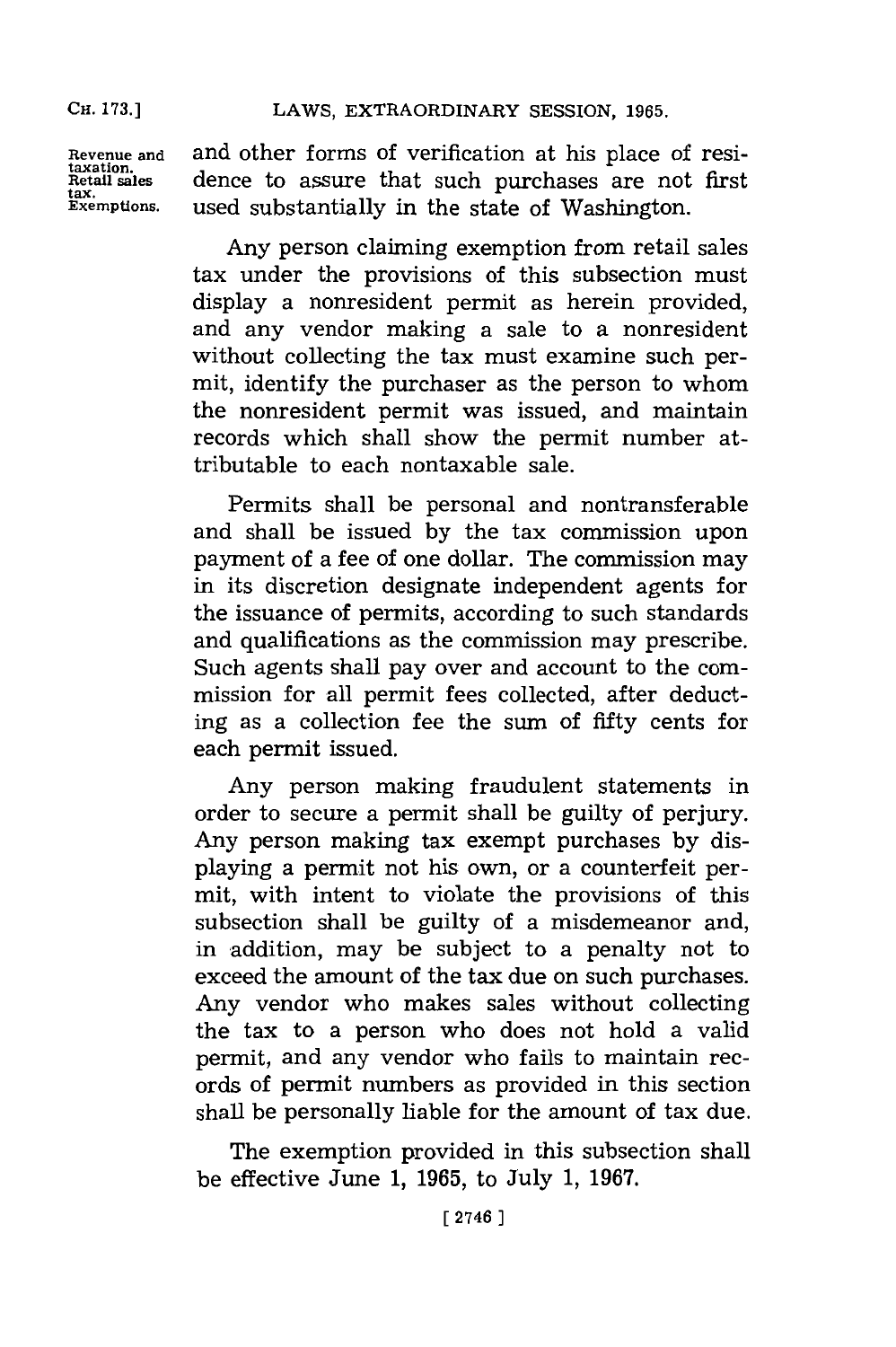and other forms of verification at his place of residence to assure that such purchases are not first used substantially in the state of Washington.

Any person claiming exemption from retail sales tax under the provisions of this subsection must display a nonresident permit as herein provided, and any vendor making a sale to a nonresident without collecting the tax must examine such permit, identify the purchaser as the person to whom the nonresident permit was issued, and maintain records which shall show the permit number attributable to each nontaxable sale.

Permits shall be personal and nontransferable and shall be issued by the tax commission upon payment of a fee of one dollar. The commission may in its discretion designate independent agents for the issuance of permits, according to such standards and qualifications as the commission may prescribe. Such agents shall pay over and account to the commission for all permit fees collected, after deducting as a collection fee the sum of fifty cents for each permit issued.

Any person making fraudulent statements in order to secure a permit shall be guilty of perjury. Any person making tax exempt purchases by displaying a permit not his own, or a counterfeit permit, with intent to violate the provisions of this subsection shall be guilty of a misdemeanor and, in addition, may be subject to a penalty not to exceed the amount of the tax due on such purchases. Any vendor who makes sales without collecting the tax to a person who does not hold a valid permit, and any vendor who fails to maintain records of permit numbers as provided in this section shall be personally liable for the amount of tax due.

The exemption provided in this subsection shall be effective June 1, 1965, to July 1, 1967.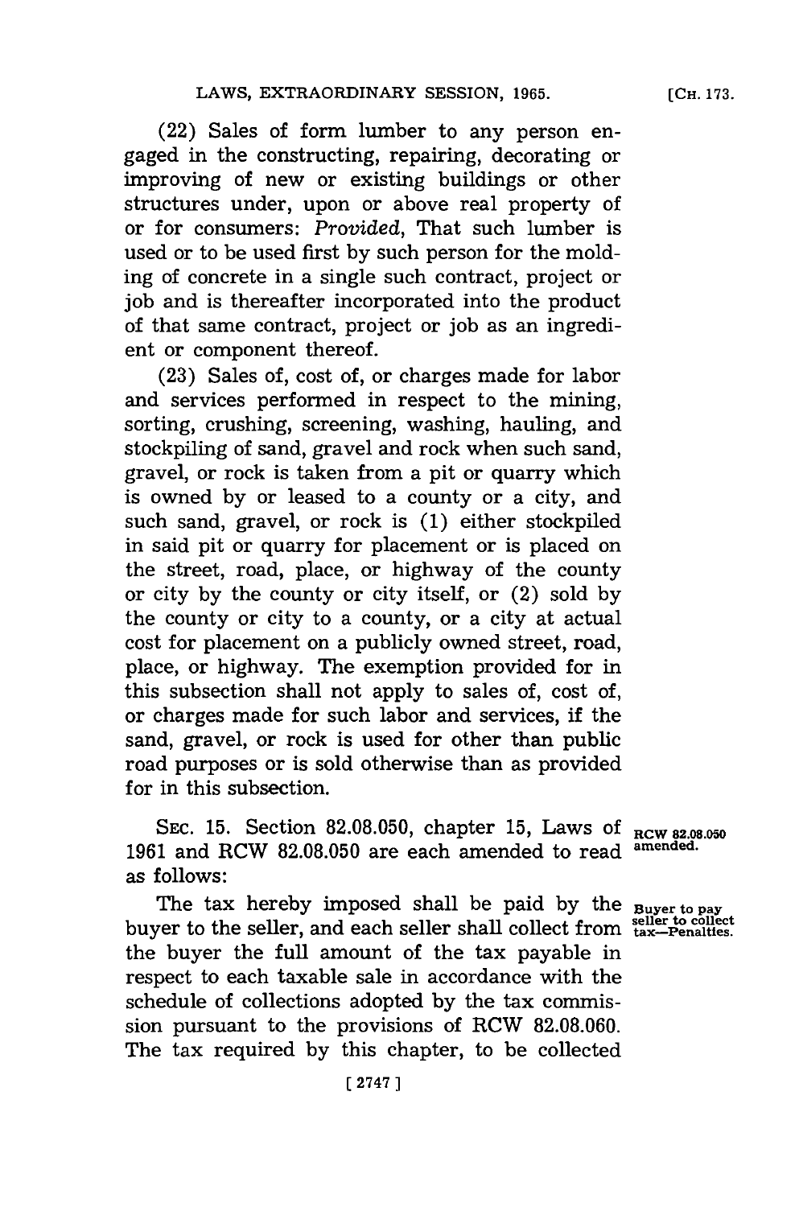(22) Sales of form lumber to any person engaged in the constructing, repairing, decorating or improving of new or existing buildings or other structures under, upon or above real property of or for consumers: *Provided*, That such lumber is used or to be used first by such person for the molding of concrete in a single such contract, project or job and is thereafter incorporated into the product of that same contract, project or job as an ingredient or component thereof.

(23) Sales of, cost of, or charges made for labor and services performed in respect to the mining, sorting, crushing, screening, washing, hauling, and stockpiling of sand, gravel and rock when such sand, gravel, or rock is taken from a pit or quarry which is owned by or leased to a county or a city, and such sand, gravel, or rock is (1) either stockpiled in said pit or quarry for placement or is placed on the street, road, place, or highway of the county or city by the county or city itself, or (2) sold by the county or city to a county, or a city at actual cost for placement on a publicly owned street, road, place, or highway. The exemption provided for in this subsection shall not apply to sales of, cost of, or charges made for such labor and services, if the sand, gravel, or rock is used for other than public road purposes or is sold otherwise than as provided for in this subsection.

**RCW 82.08.050 amended.**

SEC. 15. Section 82.08.050, chapter 15, Laws of 1961 and RCW 82.08.050 are each amended to read as follows:

**Buyer to pay seller to collect tax—Penalties.**

The tax hereby imposed shall be paid by the buyer to the seller, and each seller shall collect from the buyer the full amount of the tax payable in respect to each taxable sale in accordance with the schedule of collections adopted by the tax commission pursuant to the provisions of RCW 82.08.060. The tax required by this chapter, to be collected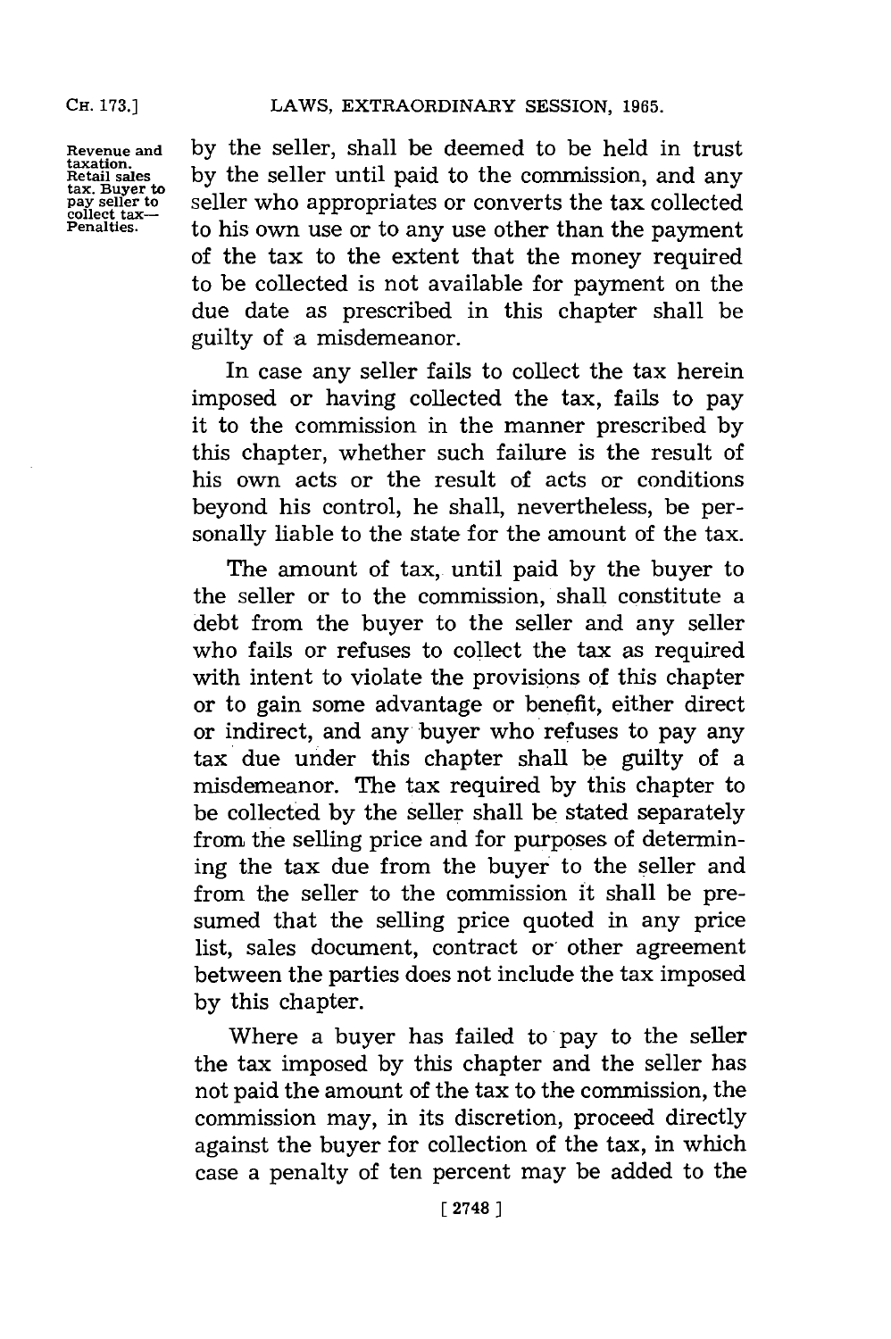Revenue and taxation. Retail sales tax. Buyer to pay seller to collect tax—Penalties.

by the seller, shall be deemed to be held in trust by the seller until paid to the commission, and any seller who appropriates or converts the tax collected to his own use or to any use other than the payment of the tax to the extent that the money required to be collected is not available for payment on the due date as prescribed in this chapter shall be guilty of a misdemeanor.

In case any seller fails to collect the tax herein imposed or having collected the tax, fails to pay it to the commission in the manner prescribed by this chapter, whether such failure is the result of his own acts or the result of acts or conditions beyond his control, he shall, nevertheless, be personally liable to the state for the amount of the tax.

The amount of tax, until paid by the buyer to the seller or to the commission, shall constitute a debt from the buyer to the seller and any seller who fails or refuses to collect the tax as required with intent to violate the provisions of this chapter or to gain some advantage or benefit, either direct or indirect, and any buyer who refuses to pay any tax due under this chapter shall be guilty of a misdemeanor. The tax required by this chapter to be collected by the seller shall be stated separately from the selling price and for purposes of determining the tax due from the buyer to the seller and from the seller to the commission it shall be presumed that the selling price quoted in any price list, sales document, contract or other agreement between the parties does not include the tax imposed by this chapter.

Where a buyer has failed to pay to the seller the tax imposed by this chapter and the seller has not paid the amount of the tax to the commission, the commission may, in its discretion, proceed directly against the buyer for collection of the tax, in which case a penalty of ten percent may be added to the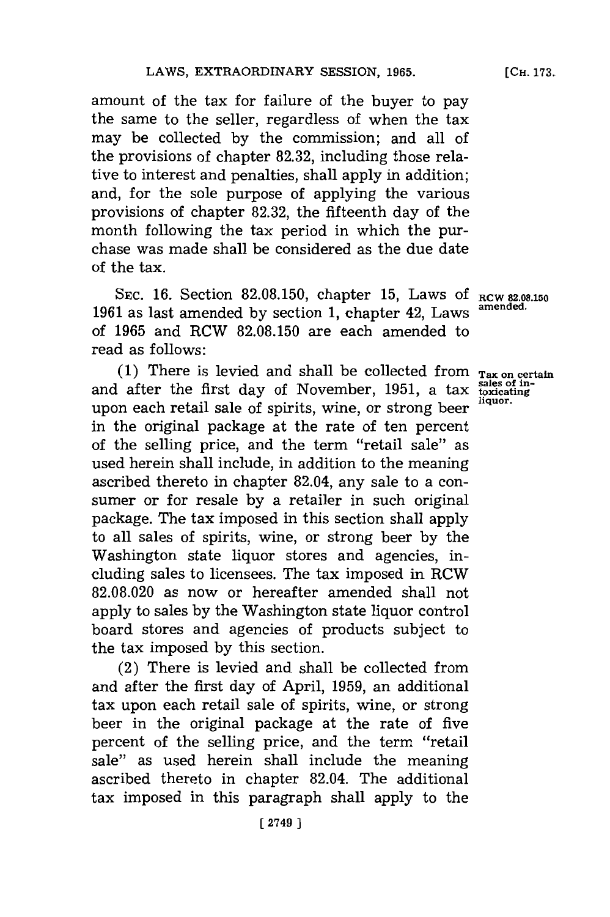amount of the tax for failure of the buyer to pay the same to the seller, regardless of when the tax may be collected by the commission; and all of the provisions of chapter 82.32, including those relative to interest and penalties, shall apply in addition; and, for the sole purpose of applying the various provisions of chapter 82.32, the fifteenth day of the month following the tax period in which the purchase was made shall be considered as the due date of the tax.

SEC. 16. Section 82.08.150, chapter 15, Laws of 1961 as last amended by section 1, chapter 42, Laws of 1965 and RCW 82.08.150 are each amended to read as follows:

RCW 82.08.150 amended.

Tax on certain sales of intoxicating liquor.

(1) There is levied and shall be collected from and after the first day of November, 1951, a tax upon each retail sale of spirits, wine, or strong beer in the original package at the rate of ten percent of the selling price, and the term "retail sale" as used herein shall include, in addition to the meaning ascribed thereto in chapter 82.04, any sale to a consumer or for resale by a retailer in such original package. The tax imposed in this section shall apply to all sales of spirits, wine, or strong beer by the Washington state liquor stores and agencies, including sales to licensees. The tax imposed in RCW 82.08.020 as now or hereafter amended shall not apply to sales by the Washington state liquor control board stores and agencies of products subject to the tax imposed by this section.

(2) There is levied and shall be collected from and after the first day of April, 1959, an additional tax upon each retail sale of spirits, wine, or strong beer in the original package at the rate of five percent of the selling price, and the term "retail sale" as used herein shall include the meaning ascribed thereto in chapter 82.04. The additional tax imposed in this paragraph shall apply to the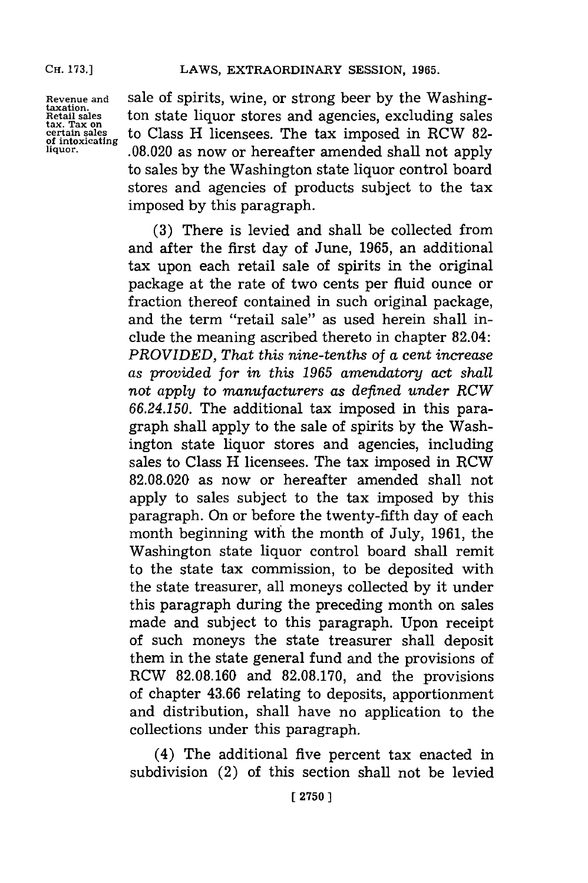Revenue and taxation. Retail sales tax. Tax on certain sales of intoxicating liquor.

sale of spirits, wine, or strong beer by the Washington state liquor stores and agencies, excluding sales to Class H licensees. The tax imposed in RCW 82-.08.020 as now or hereafter amended shall not apply to sales by the Washington state liquor control board stores and agencies of products subject to the tax imposed by this paragraph.

(3) There is levied and shall be collected from and after the first day of June, 1965, an additional tax upon each retail sale of spirits in the original package at the rate of two cents per fluid ounce or fraction thereof contained in such original package, and the term "retail sale" as used herein shall include the meaning ascribed thereto in chapter 82.04: *PROVIDED, That this nine-tenths of a cent increase as provided for in this 1965 amendatory act shall not apply to manufacturers as defined under RCW 66.24.150.* The additional tax imposed in this paragraph shall apply to the sale of spirits by the Washington state liquor stores and agencies, including sales to Class H licensees. The tax imposed in RCW 82.08.020 as now or hereafter amended shall not apply to sales subject to the tax imposed by this paragraph. On or before the twenty-fifth day of each month beginning with the month of July, 1961, the Washington state liquor control board shall remit to the state tax commission, to be deposited with the state treasurer, all moneys collected by it under this paragraph during the preceding month on sales made and subject to this paragraph. Upon receipt of such moneys the state treasurer shall deposit them in the state general fund and the provisions of RCW 82.08.160 and 82.08.170, and the provisions of chapter 43.66 relating to deposits, apportionment and distribution, shall have no application to the collections under this paragraph.

(4) The additional five percent tax enacted in subdivision (2) of this section shall not be levied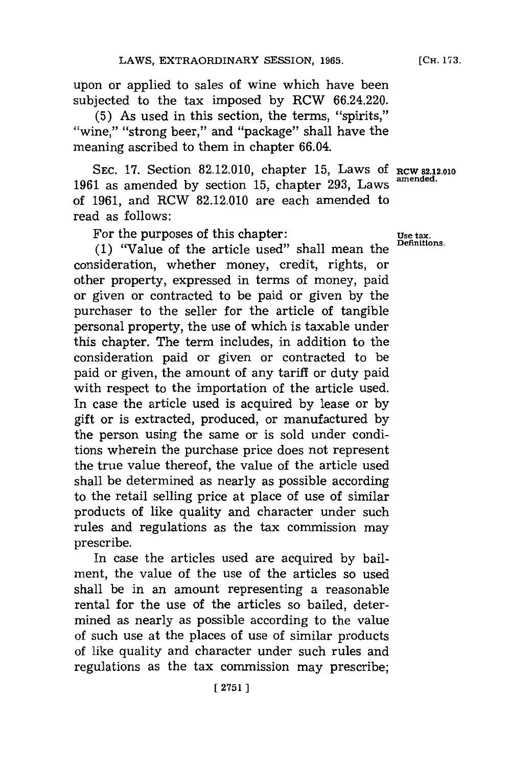upon or applied to sales of wine which have been subjected to the tax imposed by RCW 66.24.220.

(5) As used in this section, the terms, "spirits," "wine," "strong beer," and "package" shall have the meaning ascribed to them in chapter 66.04.

SEC. 17. Section 82.12.010, chapter 15, Laws of 1961 as amended by section 15, chapter 293, Laws of 1961, and RCW 82.12.010 are each amended to read as follows:

**RCW 82.12.010 amended.**

For the purposes of this chapter:

**Use tax. Definitions.**

(1) "Value of the article used" shall mean the consideration, whether money, credit, rights, or other property, expressed in terms of money, paid or given or contracted to be paid or given by the purchaser to the seller for the article of tangible personal property, the use of which is taxable under this chapter. The term includes, in addition to the consideration paid or given or contracted to be paid or given, the amount of any tariff or duty paid with respect to the importation of the article used. In case the article used is acquired by lease or by gift or is extracted, produced, or manufactured by the person using the same or is sold under conditions wherein the purchase price does not represent the true value thereof, the value of the article used shall be determined as nearly as possible according to the retail selling price at place of use of similar products of like quality and character under such rules and regulations as the tax commission may prescribe.

In case the articles used are acquired by bailment, the value of the use of the articles so used shall be in an amount representing a reasonable rental for the use of the articles so bailed, determined as nearly as possible according to the value of such use at the places of use of similar products of like quality and character under such rules and regulations as the tax commission may prescribe;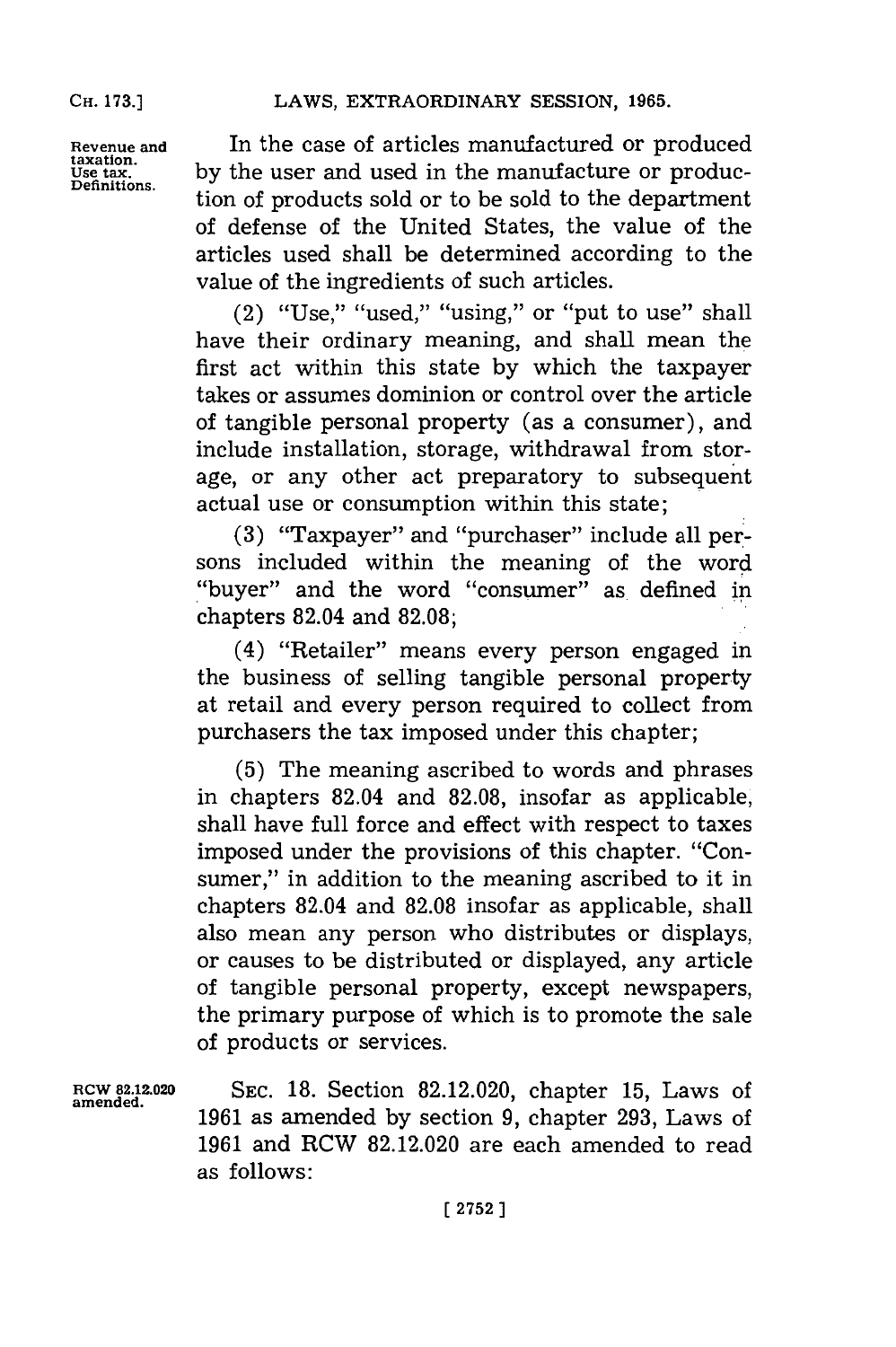Revenue and taxation. Use tax. Definitions.

In the case of articles manufactured or produced by the user and used in the manufacture or production of products sold or to be sold to the department of defense of the United States, the value of the articles used shall be determined according to the value of the ingredients of such articles.

(2) "Use," "used," "using," or "put to use" shall have their ordinary meaning, and shall mean the first act within this state by which the taxpayer takes or assumes dominion or control over the article of tangible personal property (as a consumer), and include installation, storage, withdrawal from storage, or any other act preparatory to subsequent actual use or consumption within this state;

(3) "Taxpayer" and "purchaser" include all persons included within the meaning of the word "buyer" and the word "consumer" as defined in chapters 82.04 and 82.08;

(4) "Retailer" means every person engaged in the business of selling tangible personal property at retail and every person required to collect from purchasers the tax imposed under this chapter;

(5) The meaning ascribed to words and phrases in chapters 82.04 and 82.08, insofar as applicable, shall have full force and effect with respect to taxes imposed under the provisions of this chapter. "Consumer," in addition to the meaning ascribed to it in chapters 82.04 and 82.08 insofar as applicable, shall also mean any person who distributes or displays, or causes to be distributed or displayed, any article of tangible personal property, except newspapers, the primary purpose of which is to promote the sale of products or services.

RCW 82.12.020 amended.

SEC. 18. Section 82.12.020, chapter 15, Laws of 1961 as amended by section 9, chapter 293, Laws of 1961 and RCW 82.12.020 are each amended to read as follows: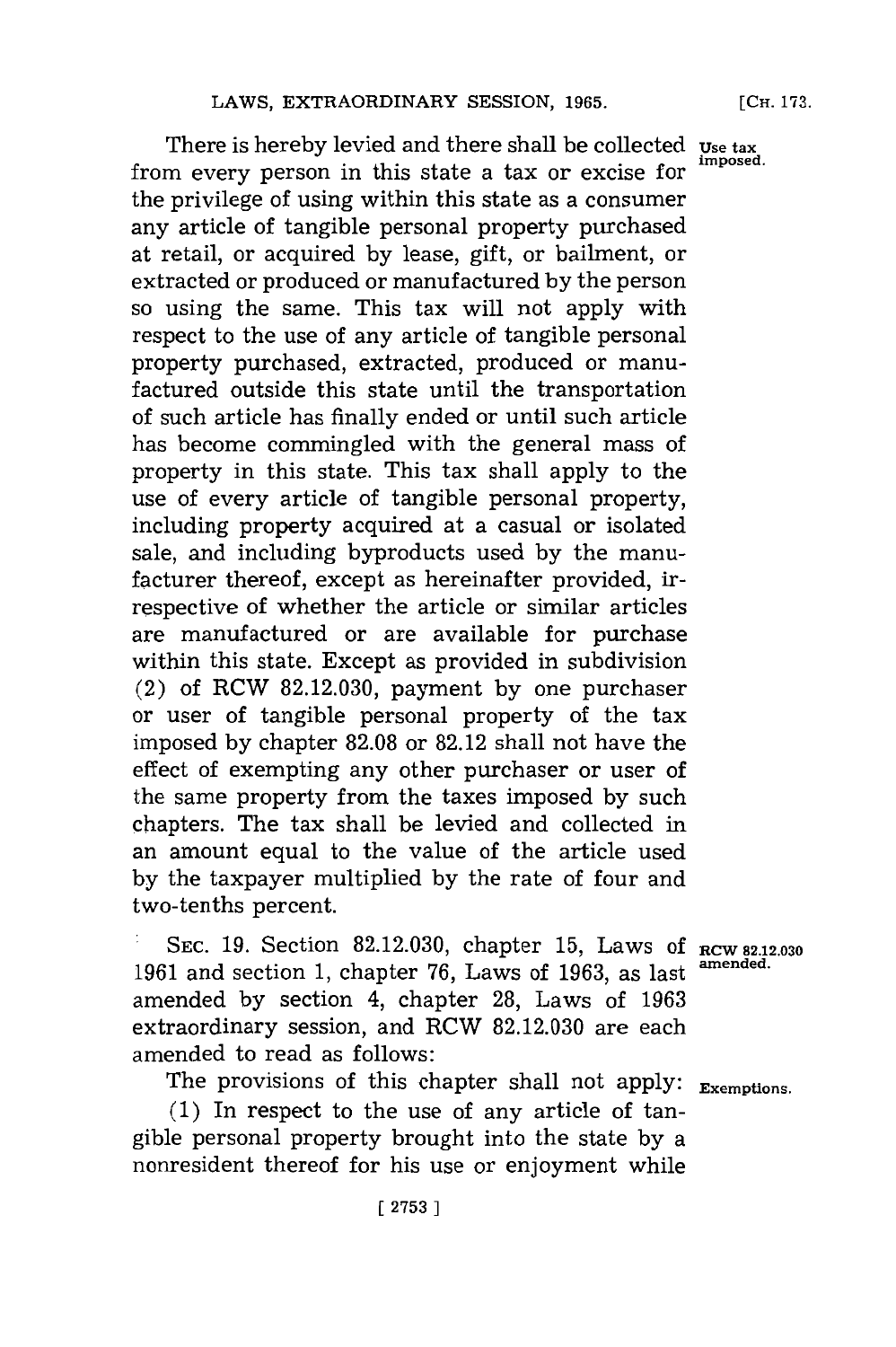There is hereby levied and there shall be collected from every person in this state a tax or excise for the privilege of using within this state as a consumer any article of tangible personal property purchased at retail, or acquired by lease, gift, or bailment, or extracted or produced or manufactured by the person so using the same. This tax will not apply with respect to the use of any article of tangible personal property purchased, extracted, produced or manufactured outside this state until the transportation of such article has finally ended or until such article has become commingled with the general mass of property in this state. This tax shall apply to the use of every article of tangible personal property, including property acquired at a casual or isolated sale, and including byproducts used by the manufacturer thereof, except as hereinafter provided, irrespective of whether the article or similar articles are manufactured or are available for purchase within this state. Except as provided in subdivision (2) of RCW 82.12.030, payment by one purchaser or user of tangible personal property of the tax imposed by chapter 82.08 or 82.12 shall not have the effect of exempting any other purchaser or user of the same property from the taxes imposed by such chapters. The tax shall be levied and collected in an amount equal to the value of the article used by the taxpayer multiplied by the rate of four and two-tenths percent.

*Use tax imposed.*

SEC. 19. Section 82.12.030, chapter 15, Laws of 1961 and section 1, chapter 76, Laws of 1963, as last amended by section 4, chapter 28, Laws of 1963 extraordinary session, and RCW 82.12.030 are each amended to read as follows:

*RCW 82.12.030 amended.*

The provisions of this chapter shall not apply:

*Exemptions.*

(1) In respect to the use of any article of tangible personal property brought into the state by a nonresident thereof for his use or enjoyment while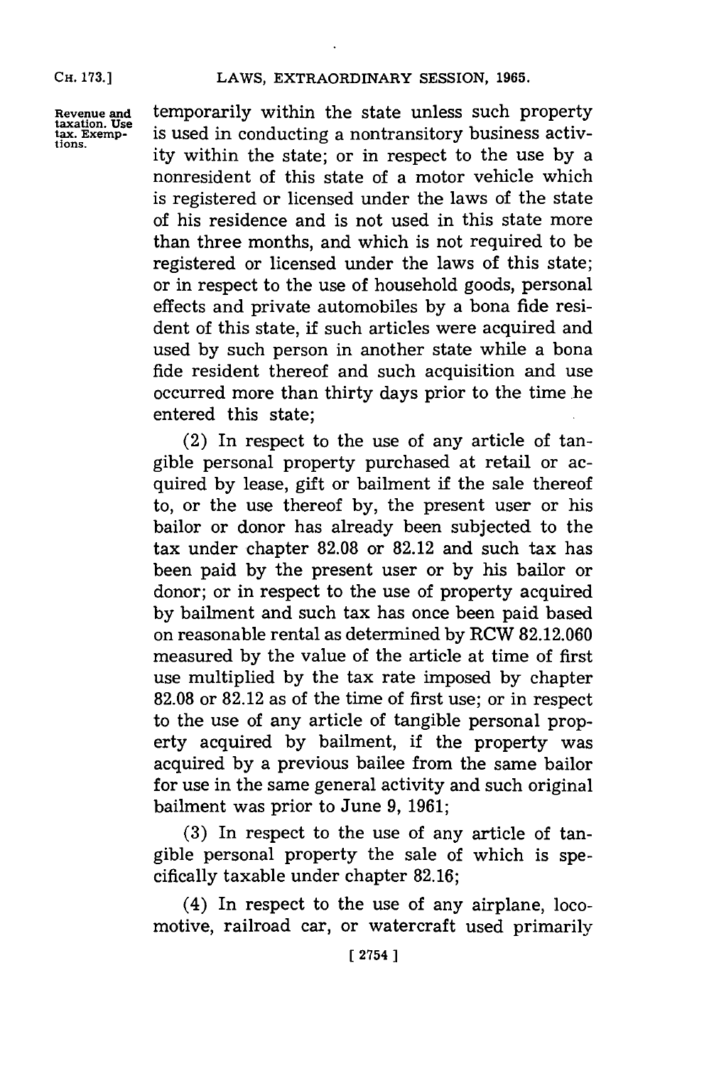temporarily within the state unless such property is used in conducting a nontransitory business activity within the state; or in respect to the use by a nonresident of this state of a motor vehicle which is registered or licensed under the laws of the state of his residence and is not used in this state more than three months, and which is not required to be registered or licensed under the laws of this state; or in respect to the use of household goods, personal effects and private automobiles by a bona fide resident of this state, if such articles were acquired and used by such person in another state while a bona fide resident thereof and such acquisition and use occurred more than thirty days prior to the time he entered this state;

(2) In respect to the use of any article of tangible personal property purchased at retail or acquired by lease, gift or bailment if the sale thereof to, or the use thereof by, the present user or his bailor or donor has already been subjected to the tax under chapter 82.08 or 82.12 and such tax has been paid by the present user or by his bailor or donor; or in respect to the use of property acquired by bailment and such tax has once been paid based on reasonable rental as determined by RCW 82.12.060 measured by the value of the article at time of first use multiplied by the tax rate imposed by chapter 82.08 or 82.12 as of the time of first use; or in respect to the use of any article of tangible personal property acquired by bailment, if the property was acquired by a previous bailee from the same bailor for use in the same general activity and such original bailment was prior to June 9, 1961;

(3) In respect to the use of any article of tangible personal property the sale of which is specifically taxable under chapter 82.16;

(4) In respect to the use of any airplane, locomotive, railroad car, or watercraft used primarily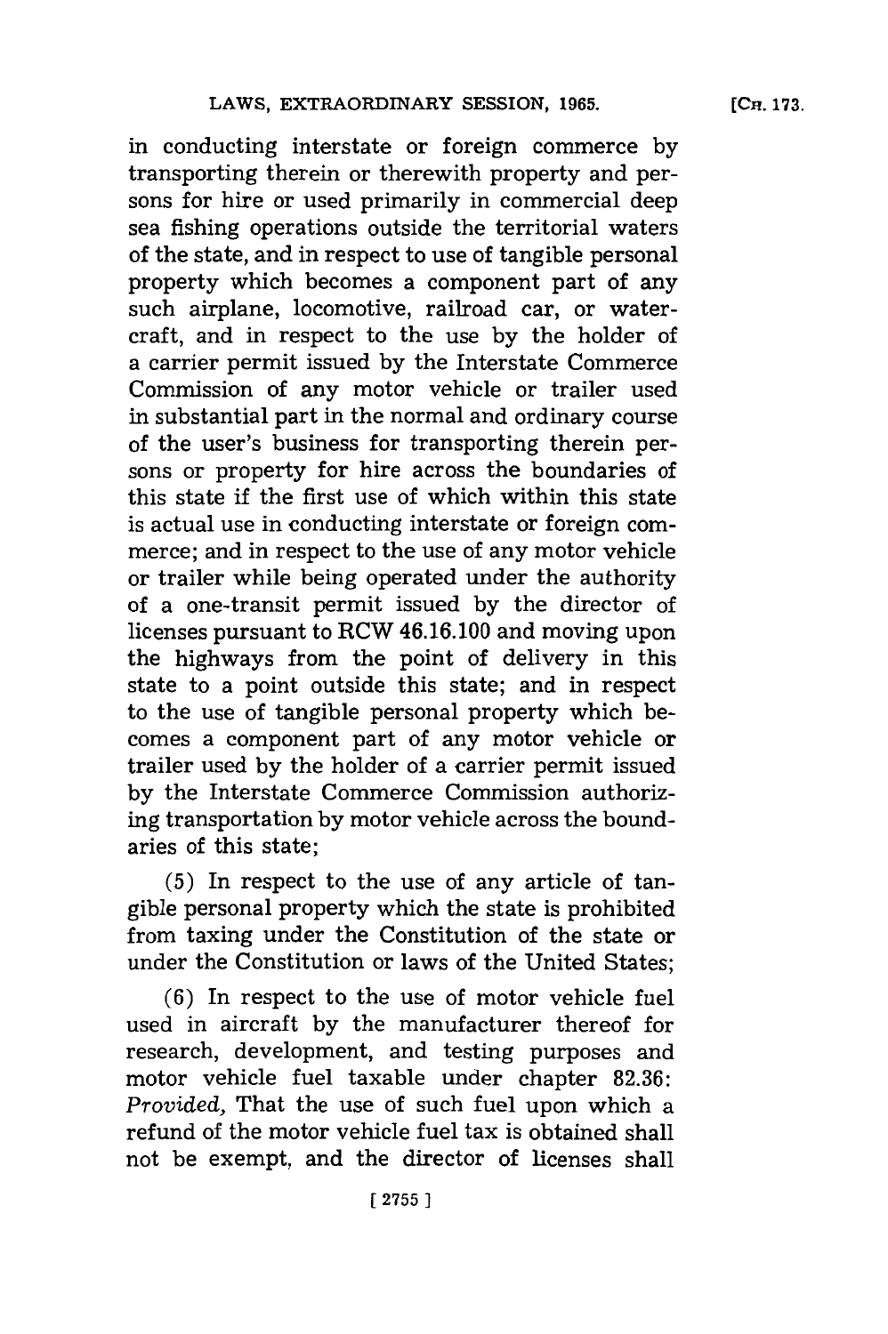in conducting interstate or foreign commerce by transporting therein or therewith property and persons for hire or used primarily in commercial deep sea fishing operations outside the territorial waters of the state, and in respect to use of tangible personal property which becomes a component part of any such airplane, locomotive, railroad car, or watercraft, and in respect to the use by the holder of a carrier permit issued by the Interstate Commerce Commission of any motor vehicle or trailer used in substantial part in the normal and ordinary course of the user's business for transporting therein persons or property for hire across the boundaries of this state if the first use of which within this state is actual use in conducting interstate or foreign commerce; and in respect to the use of any motor vehicle or trailer while being operated under the authority of a one-transit permit issued by the director of licenses pursuant to RCW 46.16.100 and moving upon the highways from the point of delivery in this state to a point outside this state; and in respect to the use of tangible personal property which becomes a component part of any motor vehicle or trailer used by the holder of a carrier permit issued by the Interstate Commerce Commission authorizing transportation by motor vehicle across the boundaries of this state;

(5) In respect to the use of any article of tangible personal property which the state is prohibited from taxing under the Constitution of the state or under the Constitution or laws of the United States;

(6) In respect to the use of motor vehicle fuel used in aircraft by the manufacturer thereof for research, development, and testing purposes and motor vehicle fuel taxable under chapter 82.36: *Provided,* That the use of such fuel upon which a refund of the motor vehicle fuel tax is obtained shall not be exempt, and the director of licenses shall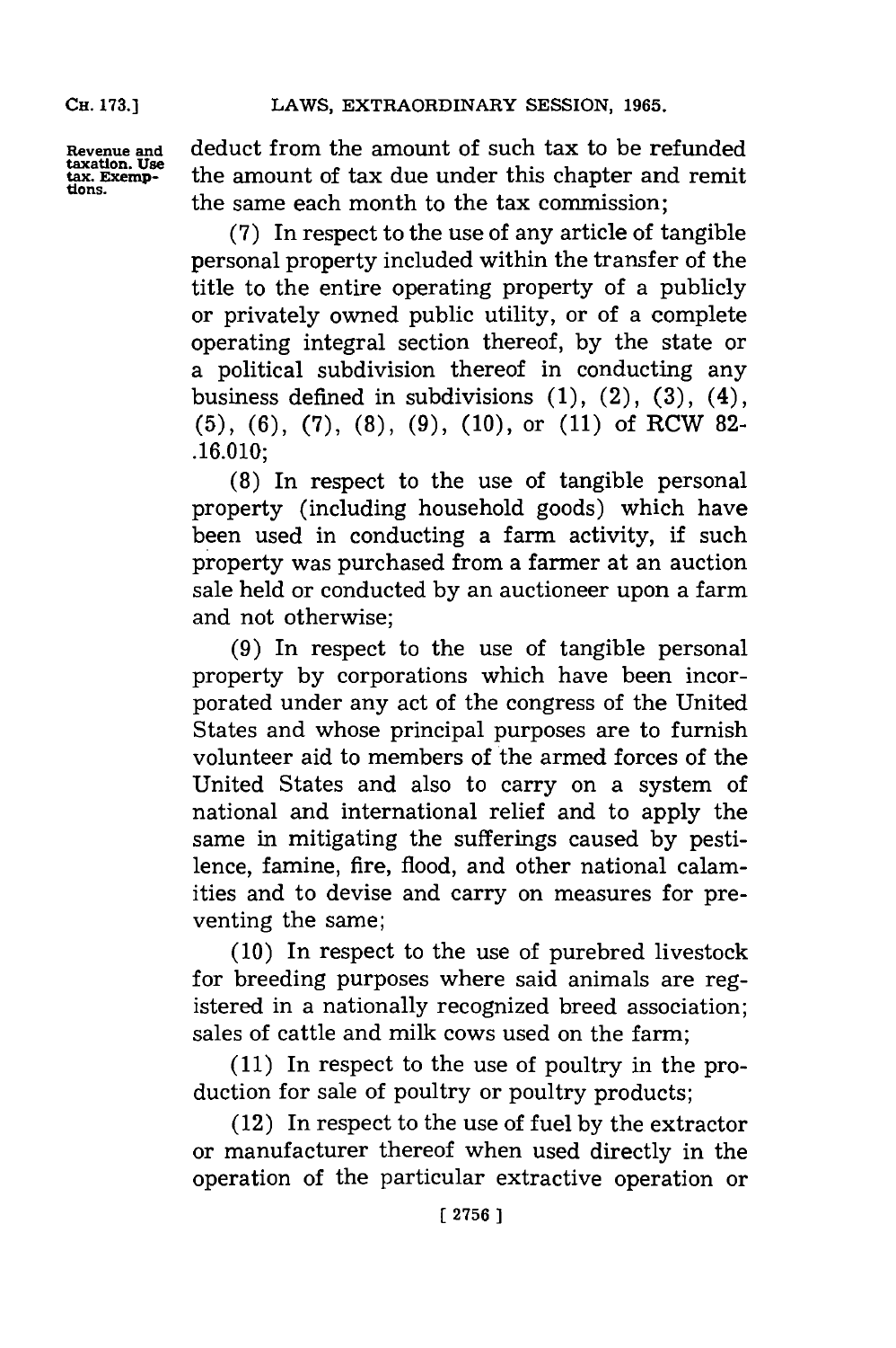Revenue and taxation. Use tax. Exemptions.

deduct from the amount of such tax to be refunded the amount of tax due under this chapter and remit the same each month to the tax commission;

(7) In respect to the use of any article of tangible personal property included within the transfer of the title to the entire operating property of a publicly or privately owned public utility, or of a complete operating integral section thereof, by the state or a political subdivision thereof in conducting any business defined in subdivisions (1), (2), (3), (4), (5), (6), (7), (8), (9), (10), or (11) of RCW 82-.16.010;

(8) In respect to the use of tangible personal property (including household goods) which have been used in conducting a farm activity, if such property was purchased from a farmer at an auction sale held or conducted by an auctioneer upon a farm and not otherwise;

(9) In respect to the use of tangible personal property by corporations which have been incorporated under any act of the congress of the United States and whose principal purposes are to furnish volunteer aid to members of the armed forces of the United States and also to carry on a system of national and international relief and to apply the same in mitigating the sufferings caused by pestilence, famine, fire, flood, and other national calamities and to devise and carry on measures for preventing the same;

(10) In respect to the use of purebred livestock for breeding purposes where said animals are registered in a nationally recognized breed association; sales of cattle and milk cows used on the farm;

(11) In respect to the use of poultry in the production for sale of poultry or poultry products;

(12) In respect to the use of fuel by the extractor or manufacturer thereof when used directly in the operation of the particular extractive operation or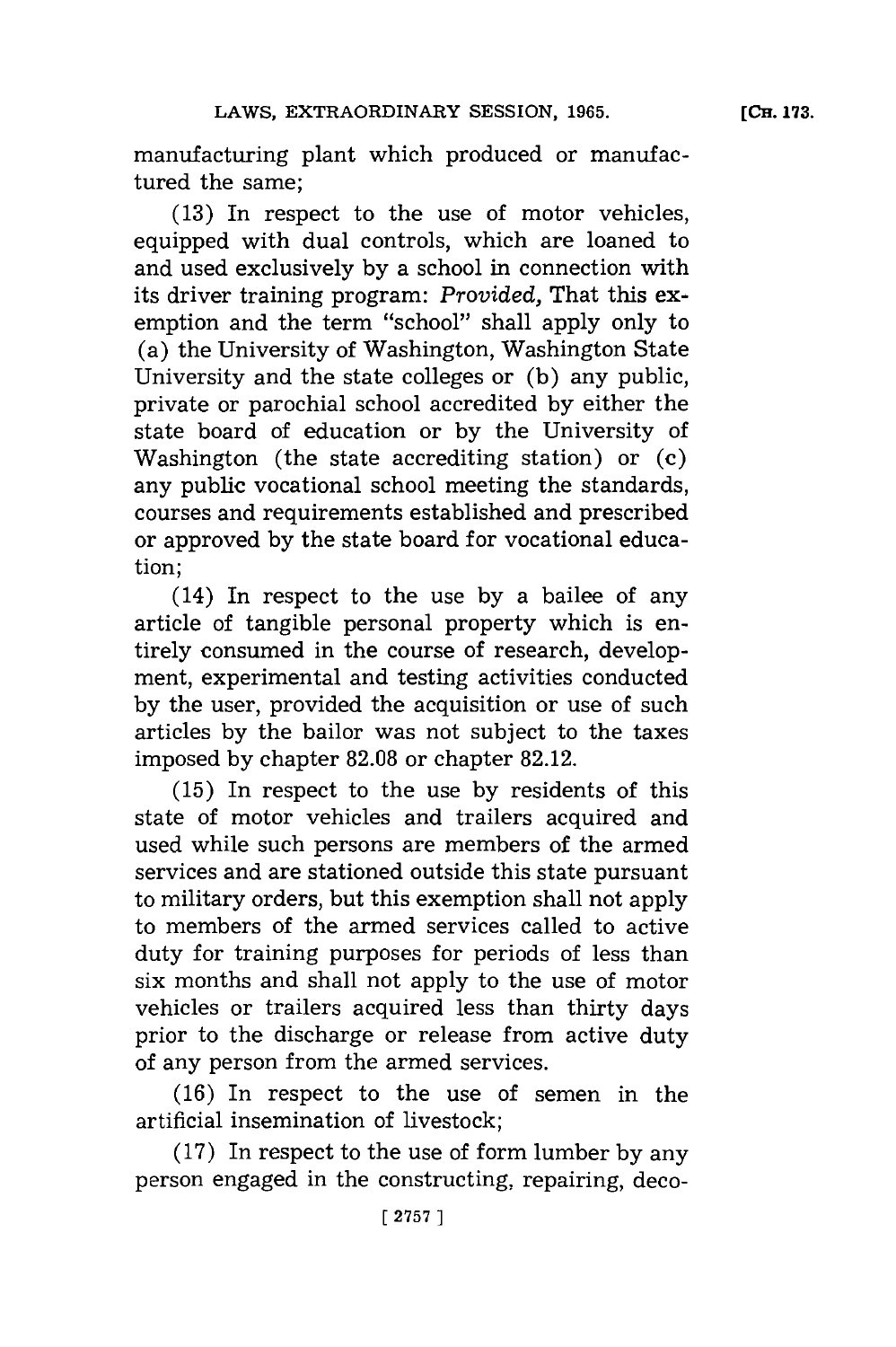manufacturing plant which produced or manufactured the same;

(13) In respect to the use of motor vehicles, equipped with dual controls, which are loaned to and used exclusively by a school in connection with its driver training program: *Provided,* That this exemption and the term "school" shall apply only to (a) the University of Washington, Washington State University and the state colleges or (b) any public, private or parochial school accredited by either the state board of education or by the University of Washington (the state accrediting station) or (c) any public vocational school meeting the standards, courses and requirements established and prescribed or approved by the state board for vocational education;

(14) In respect to the use by a bailee of any article of tangible personal property which is entirely consumed in the course of research, development, experimental and testing activities conducted by the user, provided the acquisition or use of such articles by the bailor was not subject to the taxes imposed by chapter 82.08 or chapter 82.12.

(15) In respect to the use by residents of this state of motor vehicles and trailers acquired and used while such persons are members of the armed services and are stationed outside this state pursuant to military orders, but this exemption shall not apply to members of the armed services called to active duty for training purposes for periods of less than six months and shall not apply to the use of motor vehicles or trailers acquired less than thirty days prior to the discharge or release from active duty of any person from the armed services.

(16) In respect to the use of semen in the artificial insemination of livestock;

(17) In respect to the use of form lumber by any person engaged in the constructing, repairing, deco-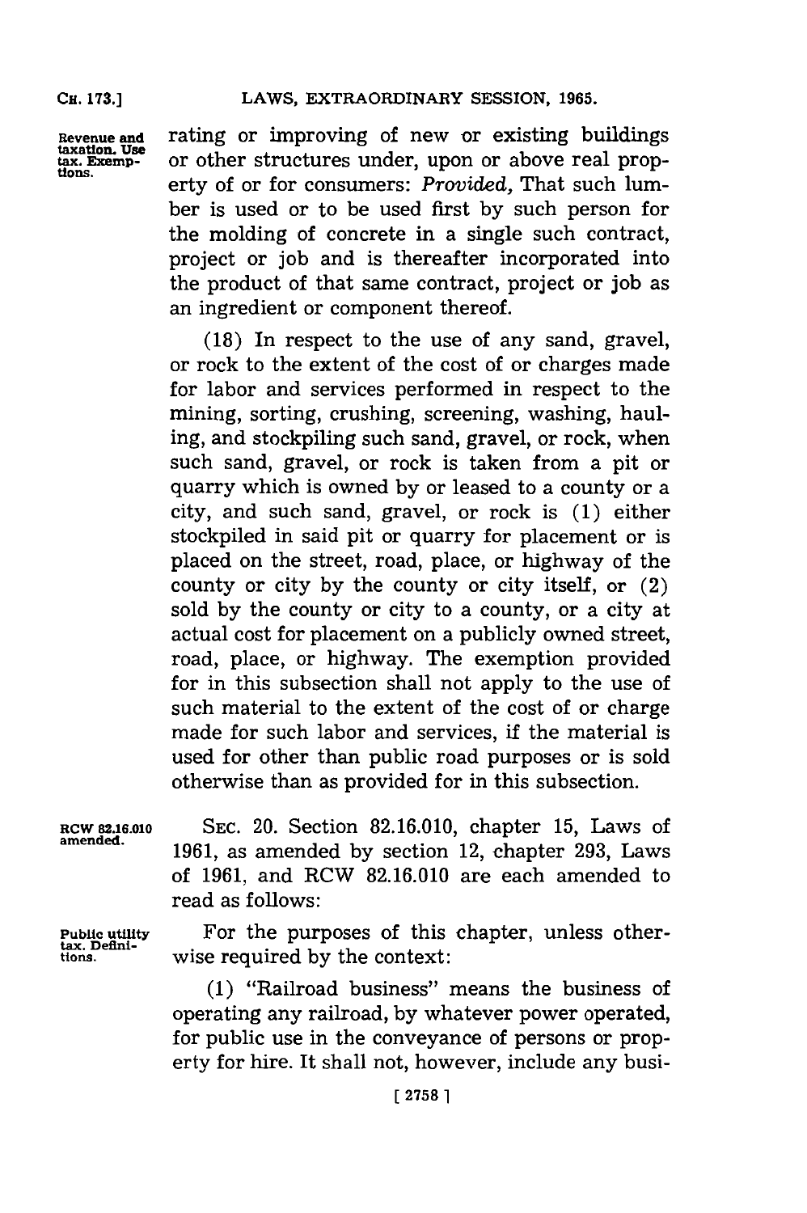rating or improving of new or existing buildings or other structures under, upon or above real property of or for consumers: *Provided,* That such lumber is used or to be used first by such person for the molding of concrete in a single such contract, project or job and is thereafter incorporated into the product of that same contract, project or job as an ingredient or component thereof.

(18) In respect to the use of any sand, gravel, or rock to the extent of the cost of or charges made for labor and services performed in respect to the mining, sorting, crushing, screening, washing, hauling, and stockpiling such sand, gravel, or rock, when such sand, gravel, or rock is taken from a pit or quarry which is owned by or leased to a county or a city, and such sand, gravel, or rock is (1) either stockpiled in said pit or quarry for placement or is placed on the street, road, place, or highway of the county or city by the county or city itself, or (2) sold by the county or city to a county, or a city at actual cost for placement on a publicly owned street, road, place, or highway. The exemption provided for in this subsection shall not apply to the use of such material to the extent of the cost of or charge made for such labor and services, if the material is used for other than public road purposes or is sold otherwise than as provided for in this subsection.

RCW 82.16.010 amended.

SEC. 20. Section 82.16.010, chapter 15, Laws of 1961, as amended by section 12, chapter 293, Laws of 1961, and RCW 82.16.010 are each amended to read as follows:

Public utility tax. Definitions.

For the purposes of this chapter, unless otherwise required by the context:

(1) "Railroad business" means the business of operating any railroad, by whatever power operated, for public use in the conveyance of persons or property for hire. It shall not, however, include any busi-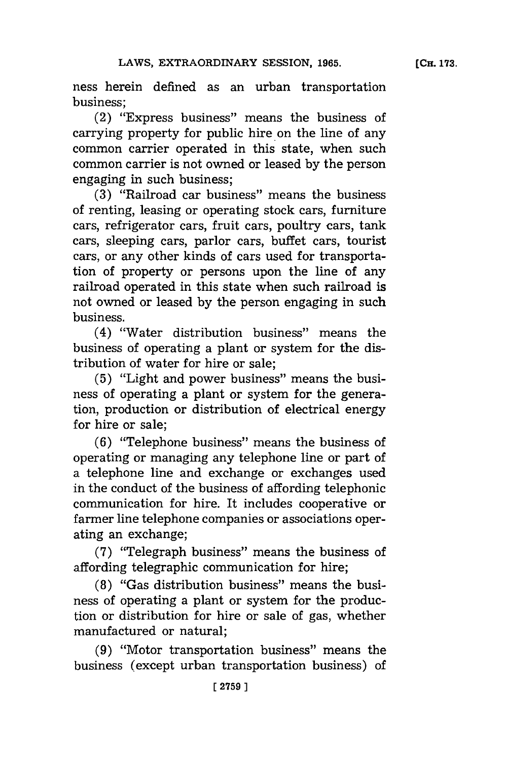ness herein defined as an urban transportation business;

(2) "Express business" means the business of carrying property for public hire on the line of any common carrier operated in this state, when such common carrier is not owned or leased by the person engaging in such business;

(3) "Railroad car business" means the business of renting, leasing or operating stock cars, furniture cars, refrigerator cars, fruit cars, poultry cars, tank cars, sleeping cars, parlor cars, buffet cars, tourist cars, or any other kinds of cars used for transportation of property or persons upon the line of any railroad operated in this state when such railroad is not owned or leased by the person engaging in such business.

(4) "Water distribution business" means the business of operating a plant or system for the distribution of water for hire or sale;

(5) "Light and power business" means the business of operating a plant or system for the generation, production or distribution of electrical energy for hire or sale;

(6) "Telephone business" means the business of operating or managing any telephone line or part of a telephone line and exchange or exchanges used in the conduct of the business of affording telephonic communication for hire. It includes cooperative or farmer line telephone companies or associations operating an exchange;

(7) "Telegraph business" means the business of affording telegraphic communication for hire;

(8) "Gas distribution business" means the business of operating a plant or system for the production or distribution for hire or sale of gas, whether manufactured or natural;

(9) "Motor transportation business" means the business (except urban transportation business) of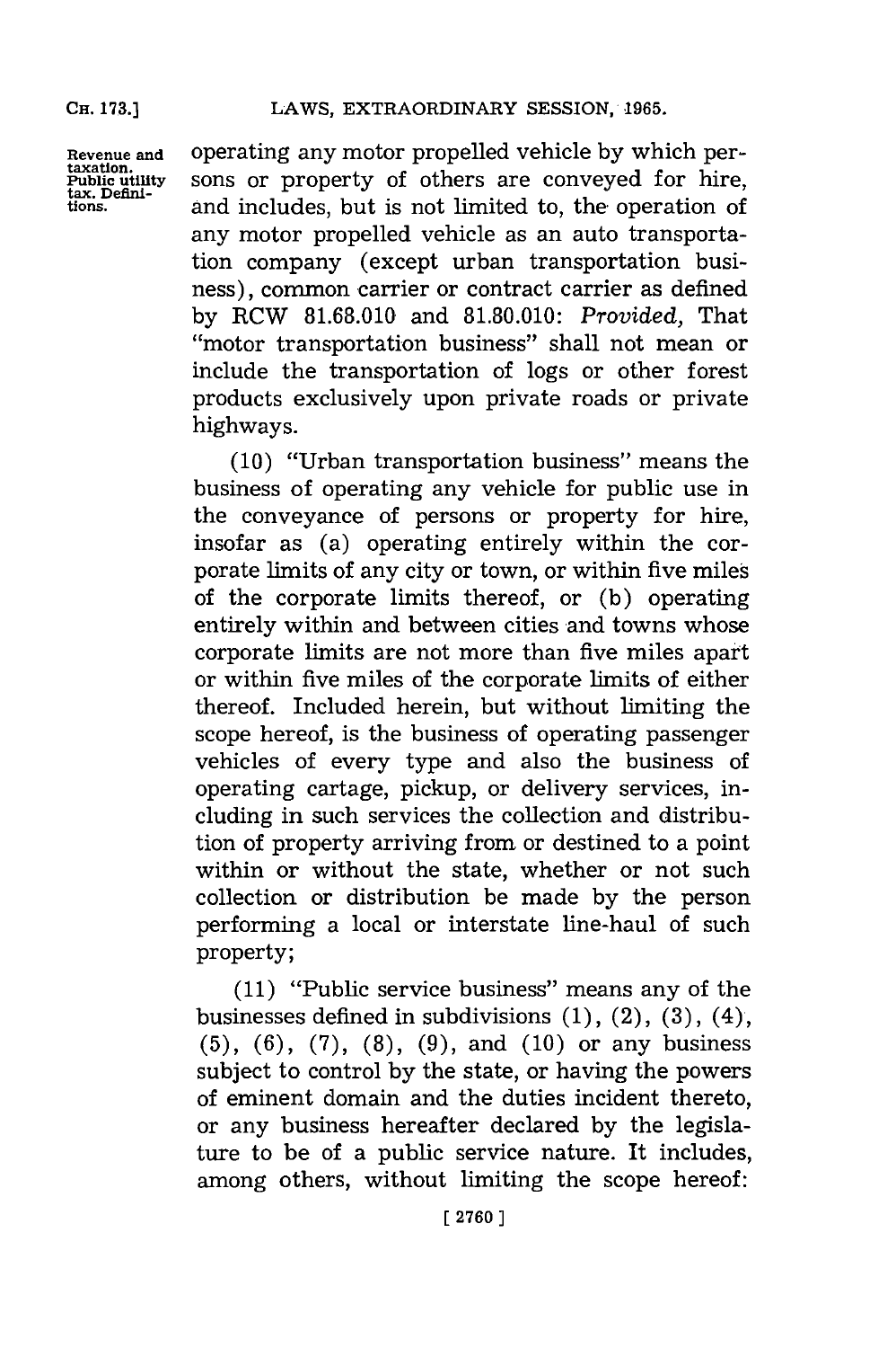operating any motor propelled vehicle by which persons or property of others are conveyed for hire, and includes, but is not limited to, the operation of any motor propelled vehicle as an auto transportation company (except urban transportation business), common carrier or contract carrier as defined by RCW 81.68.010 and 81.80.010: *Provided,* That "motor transportation business" shall not mean or include the transportation of logs or other forest products exclusively upon private roads or private highways.

(10) "Urban transportation business" means the business of operating any vehicle for public use in the conveyance of persons or property for hire, insofar as (a) operating entirely within the corporate limits of any city or town, or within five miles of the corporate limits thereof, or (b) operating entirely within and between cities and towns whose corporate limits are not more than five miles apart or within five miles of the corporate limits of either thereof. Included herein, but without limiting the scope hereof, is the business of operating passenger vehicles of every type and also the business of operating cartage, pickup, or delivery services, including in such services the collection and distribution of property arriving from or destined to a point within or without the state, whether or not such collection or distribution be made by the person performing a local or interstate line-haul of such property;

(11) "Public service business" means any of the businesses defined in subdivisions (1), (2), (3), (4), (5), (6), (7), (8), (9), and (10) or any business subject to control by the state, or having the powers of eminent domain and the duties incident thereto, or any business hereafter declared by the legislature to be of a public service nature. It includes, among others, without limiting the scope hereof: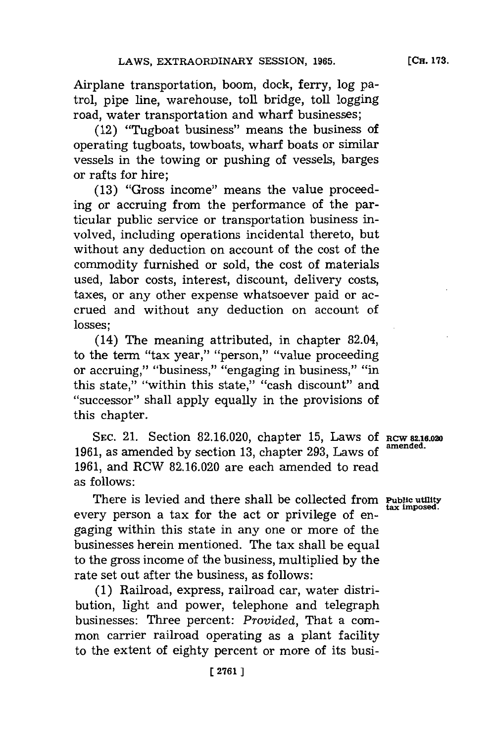Airplane transportation, boom, dock, ferry, log patrol, pipe line, warehouse, toll bridge, toll logging road, water transportation and wharf businesses;

(12) "Tugboat business" means the business of operating tugboats, towboats, wharf boats or similar vessels in the towing or pushing of vessels, barges or rafts for hire;

(13) "Gross income" means the value proceeding or accruing from the performance of the particular public service or transportation business involved, including operations incidental thereto, but without any deduction on account of the cost of the commodity furnished or sold, the cost of materials used, labor costs, interest, discount, delivery costs, taxes, or any other expense whatsoever paid or accrued and without any deduction on account of losses;

(14) The meaning attributed, in chapter 82.04, to the term "tax year," "person," "value proceeding or accruing," "business," "engaging in business," "in this state," "within this state," "cash discount" and "successor" shall apply equally in the provisions of this chapter.

**RCW 82.16.020 amended.**

SEC. 21. Section 82.16.020, chapter 15, Laws of 1961, as amended by section 13, chapter 293, Laws of 1961, and RCW 82.16.020 are each amended to read as follows:

**Public utility tax imposed.**

There is levied and there shall be collected from every person a tax for the act or privilege of engaging within this state in any one or more of the businesses herein mentioned. The tax shall be equal to the gross income of the business, multiplied by the rate set out after the business, as follows:

(1) Railroad, express, railroad car, water distribution, light and power, telephone and telegraph businesses: Three percent: *Provided*, That a common carrier railroad operating as a plant facility to the extent of eighty percent or more of its busi-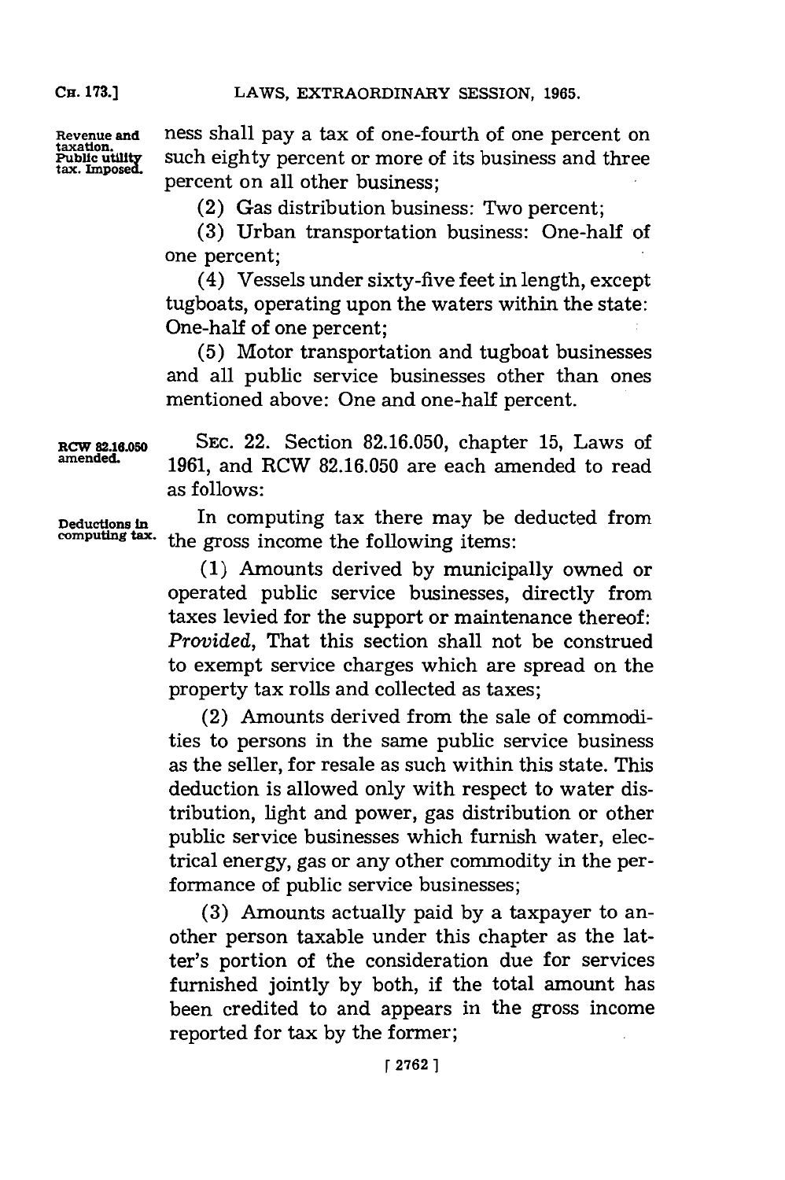ness shall pay a tax of one-fourth of one percent on such eighty percent or more of its business and three percent on all other business;

(2) Gas distribution business: Two percent;

(3) Urban transportation business: One-half of one percent;

(4) Vessels under sixty-five feet in length, except tugboats, operating upon the waters within the state: One-half of one percent;

(5) Motor transportation and tugboat businesses and all public service businesses other than ones mentioned above: One and one-half percent.

SEC. 22. Section 82.16.050, chapter 15, Laws of 1961, and RCW 82.16.050 are each amended to read as follows:

In computing tax there may be deducted from the gross income the following items:

(1) Amounts derived by municipally owned or operated public service businesses, directly from taxes levied for the support or maintenance thereof: *Provided*, That this section shall not be construed to exempt service charges which are spread on the property tax rolls and collected as taxes;

(2) Amounts derived from the sale of commodities to persons in the same public service business as the seller, for resale as such within this state. This deduction is allowed only with respect to water distribution, light and power, gas distribution or other public service businesses which furnish water, electrical energy, gas or any other commodity in the performance of public service businesses;

(3) Amounts actually paid by a taxpayer to another person taxable under this chapter as the latter's portion of the consideration due for services furnished jointly by both, if the total amount has been credited to and appears in the gross income reported for tax by the former;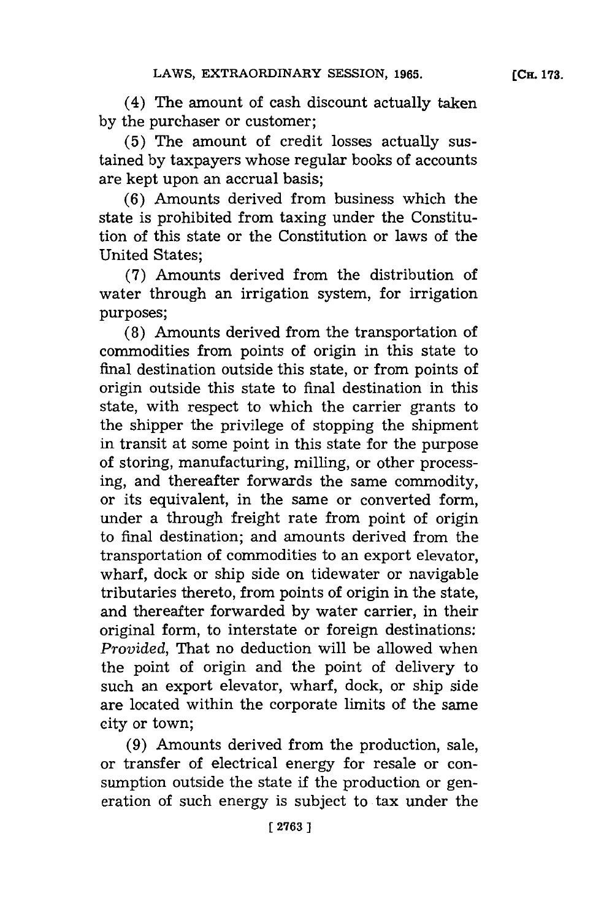(4) The amount of cash discount actually taken by the purchaser or customer;

(5) The amount of credit losses actually sustained by taxpayers whose regular books of accounts are kept upon an accrual basis;

(6) Amounts derived from business which the state is prohibited from taxing under the Constitution of this state or the Constitution or laws of the United States;

(7) Amounts derived from the distribution of water through an irrigation system, for irrigation purposes;

(8) Amounts derived from the transportation of commodities from points of origin in this state to final destination outside this state, or from points of origin outside this state to final destination in this state, with respect to which the carrier grants to the shipper the privilege of stopping the shipment in transit at some point in this state for the purpose of storing, manufacturing, milling, or other processing, and thereafter forwards the same commodity, or its equivalent, in the same or converted form, under a through freight rate from point of origin to final destination; and amounts derived from the transportation of commodities to an export elevator, wharf, dock or ship side on tidewater or navigable tributaries thereto, from points of origin in the state, and thereafter forwarded by water carrier, in their original form, to interstate or foreign destinations: *Provided*, That no deduction will be allowed when the point of origin and the point of delivery to such an export elevator, wharf, dock, or ship side are located within the corporate limits of the same city or town;

(9) Amounts derived from the production, sale, or transfer of electrical energy for resale or consumption outside the state if the production or generation of such energy is subject to tax under the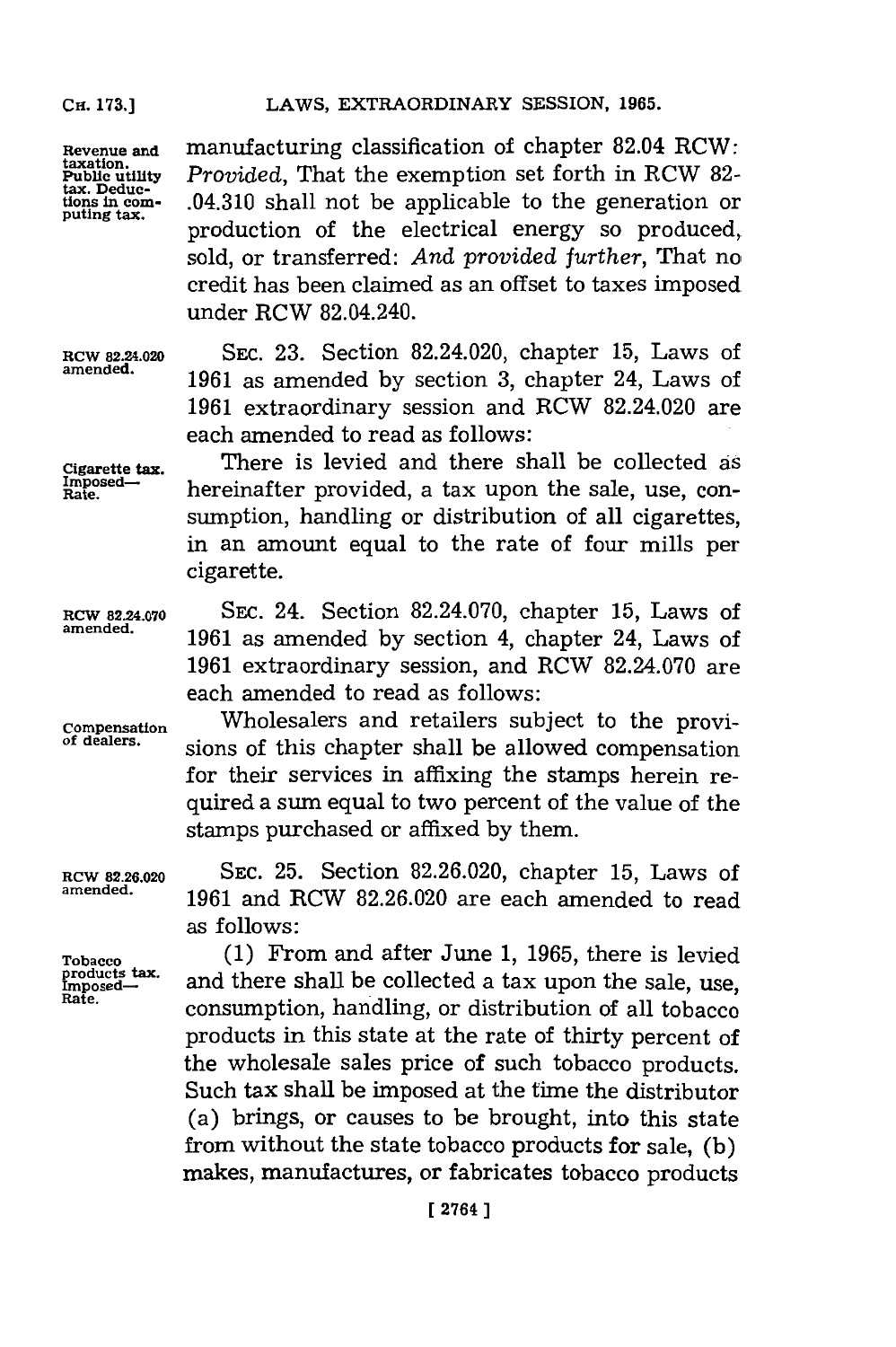manufacturing classification of chapter 82.04 RCW: *Provided*, That the exemption set forth in RCW 82-.04.310 shall not be applicable to the generation or production of the electrical energy so produced, sold, or transferred: *And provided further*, That no credit has been claimed as an offset to taxes imposed under RCW 82.04.240.

**RCW 82.24.020 amended.**

SEC. 23. Section 82.24.020, chapter 15, Laws of 1961 as amended by section 3, chapter 24, Laws of 1961 extraordinary session and RCW 82.24.020 are each amended to read as follows:

**Cigarette tax. Imposed—Rate.**

There is levied and there shall be collected as hereinafter provided, a tax upon the sale, use, consumption, handling or distribution of all cigarettes, in an amount equal to the rate of four mills per cigarette.

**RCW 82.24.070 amended.**

SEC. 24. Section 82.24.070, chapter 15, Laws of 1961 as amended by section 4, chapter 24, Laws of 1961 extraordinary session, and RCW 82.24.070 are each amended to read as follows:

**Compensation of dealers.**

Wholesalers and retailers subject to the provisions of this chapter shall be allowed compensation for their services in affixing the stamps herein required a sum equal to two percent of the value of the stamps purchased or affixed by them.

**RCW 82.26.020 amended.**

SEC. 25. Section 82.26.020, chapter 15, Laws of 1961 and RCW 82.26.020 are each amended to read as follows:

**Tobacco products tax. Imposed—Rate.**

(1) From and after June 1, 1965, there is levied and there shall be collected a tax upon the sale, use, consumption, handling, or distribution of all tobacco products in this state at the rate of thirty percent of the wholesale sales price of such tobacco products. Such tax shall be imposed at the time the distributor (a) brings, or causes to be brought, into this state from without the state tobacco products for sale, (b) makes, manufactures, or fabricates tobacco products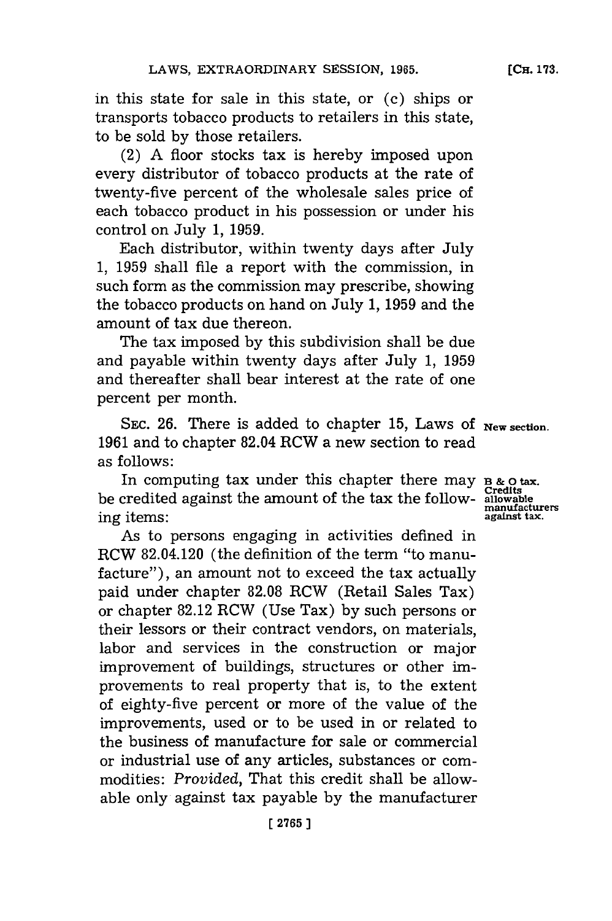in this state for sale in this state, or (c) ships or transports tobacco products to retailers in this state, to be sold by those retailers.

(2) A floor stocks tax is hereby imposed upon every distributor of tobacco products at the rate of twenty-five percent of the wholesale sales price of each tobacco product in his possession or under his control on July 1, 1959.

Each distributor, within twenty days after July 1, 1959 shall file a report with the commission, in such form as the commission may prescribe, showing the tobacco products on hand on July 1, 1959 and the amount of tax due thereon.

The tax imposed by this subdivision shall be due and payable within twenty days after July 1, 1959 and thereafter shall bear interest at the rate of one percent per month.

SEC. 26. There is added to chapter 15, Laws of 1961 and to chapter 82.04 RCW a new section to read as follows:

**New section.**

**B & O tax. Credits allowable manufacturers against tax.**

In computing tax under this chapter there may be credited against the amount of the tax the following items:

As to persons engaging in activities defined in RCW 82.04.120 (the definition of the term "to manufacture"), an amount not to exceed the tax actually paid under chapter 82.08 RCW (Retail Sales Tax) or chapter 82.12 RCW (Use Tax) by such persons or their lessors or their contract vendors, on materials, labor and services in the construction or major improvement of buildings, structures or other improvements to real property that is, to the extent of eighty-five percent or more of the value of the improvements, used or to be used in or related to the business of manufacture for sale or commercial or industrial use of any articles, substances or commodities: *Provided*, That this credit shall be allowable only against tax payable by the manufacturer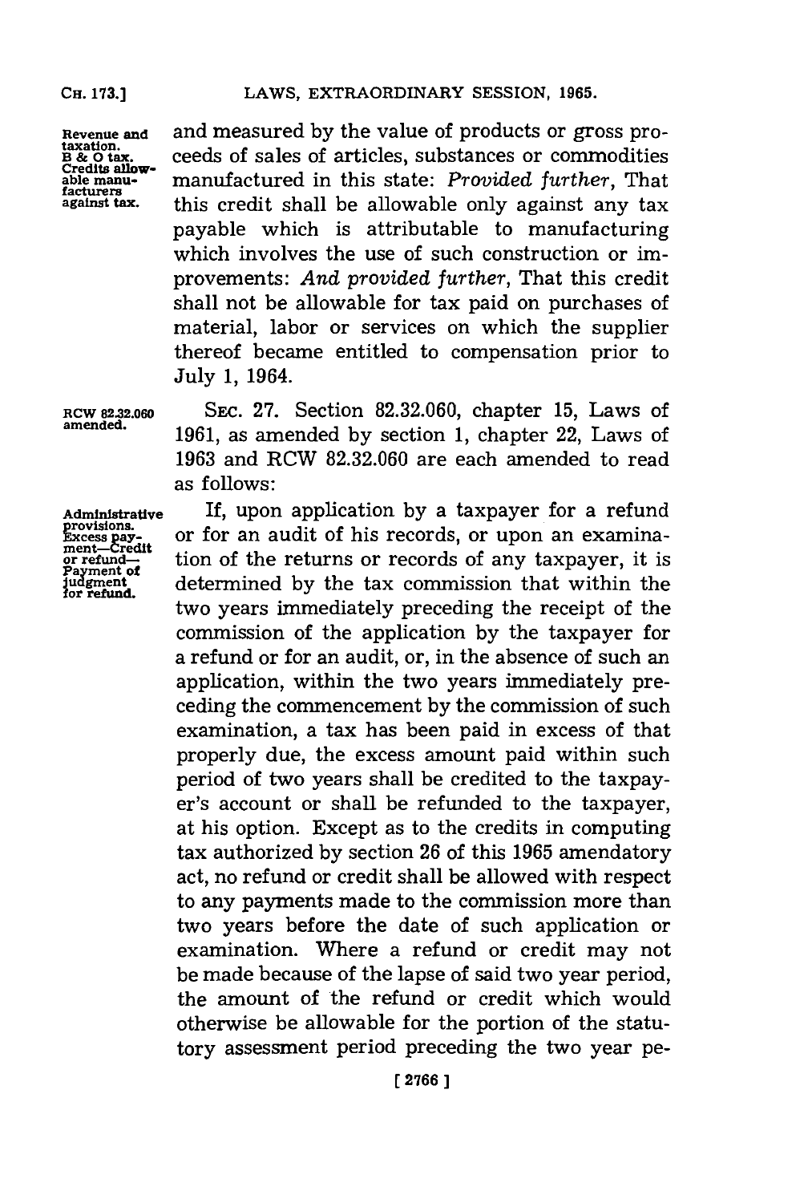and measured by the value of products or gross proceeds of sales of articles, substances or commodities manufactured in this state: *Provided further*, That this credit shall be allowable only against any tax payable which is attributable to manufacturing which involves the use of such construction or improvements: *And provided further*, That this credit shall not be allowable for tax paid on purchases of material, labor or services on which the supplier thereof became entitled to compensation prior to July 1, 1964.

RCW 82.32.060 amended.

SEC. 27. Section 82.32.060, chapter 15, Laws of 1961, as amended by section 1, chapter 22, Laws of 1963 and RCW 82.32.060 are each amended to read as follows:

Administrative provisions. Excess payment—Credit or refund—Payment of judgment for refund.

If, upon application by a taxpayer for a refund or for an audit of his records, or upon an examination of the returns or records of any taxpayer, it is determined by the tax commission that within the two years immediately preceding the receipt of the commission of the application by the taxpayer for a refund or for an audit, or, in the absence of such an application, within the two years immediately preceding the commencement by the commission of such examination, a tax has been paid in excess of that properly due, the excess amount paid within such period of two years shall be credited to the taxpayer's account or shall be refunded to the taxpayer, at his option. Except as to the credits in computing tax authorized by section 26 of this 1965 amendatory act, no refund or credit shall be allowed with respect to any payments made to the commission more than two years before the date of such application or examination. Where a refund or credit may not be made because of the lapse of said two year period, the amount of the refund or credit which would otherwise be allowable for the portion of the statutory assessment period preceding the two year pe-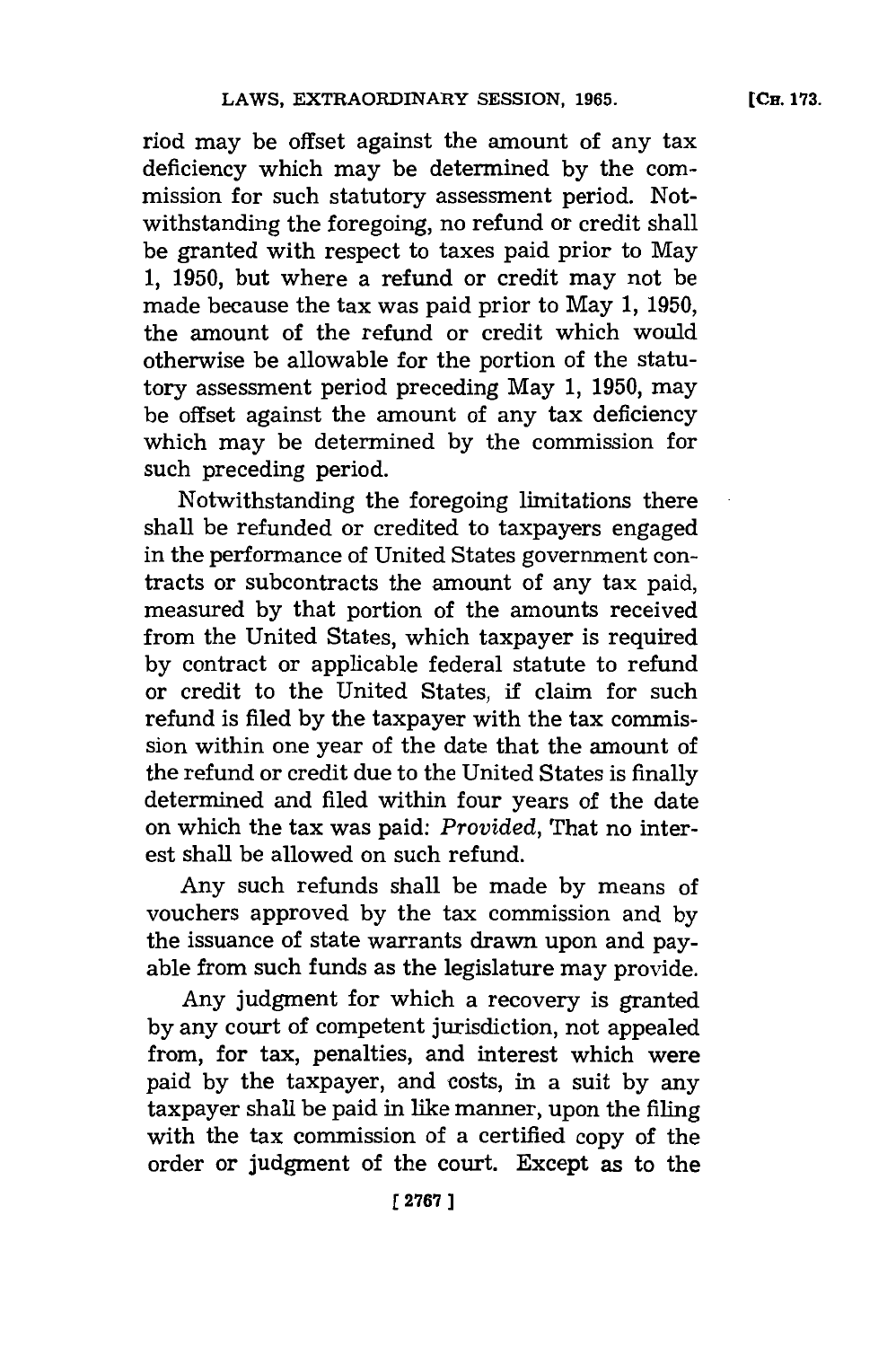riod may be offset against the amount of any tax deficiency which may be determined by the commission for such statutory assessment period. Notwithstanding the foregoing, no refund or credit shall be granted with respect to taxes paid prior to May 1, 1950, but where a refund or credit may not be made because the tax was paid prior to May 1, 1950, the amount of the refund or credit which would otherwise be allowable for the portion of the statutory assessment period preceding May 1, 1950, may be offset against the amount of any tax deficiency which may be determined by the commission for such preceding period.

Notwithstanding the foregoing limitations there shall be refunded or credited to taxpayers engaged in the performance of United States government contracts or subcontracts the amount of any tax paid, measured by that portion of the amounts received from the United States, which taxpayer is required by contract or applicable federal statute to refund or credit to the United States, if claim for such refund is filed by the taxpayer with the tax commission within one year of the date that the amount of the refund or credit due to the United States is finally determined and filed within four years of the date on which the tax was paid: *Provided*, That no interest shall be allowed on such refund.

Any such refunds shall be made by means of vouchers approved by the tax commission and by the issuance of state warrants drawn upon and payable from such funds as the legislature may provide.

Any judgment for which a recovery is granted by any court of competent jurisdiction, not appealed from, for tax, penalties, and interest which were paid by the taxpayer, and costs, in a suit by any taxpayer shall be paid in like manner, upon the filing with the tax commission of a certified copy of the order or judgment of the court. Except as to the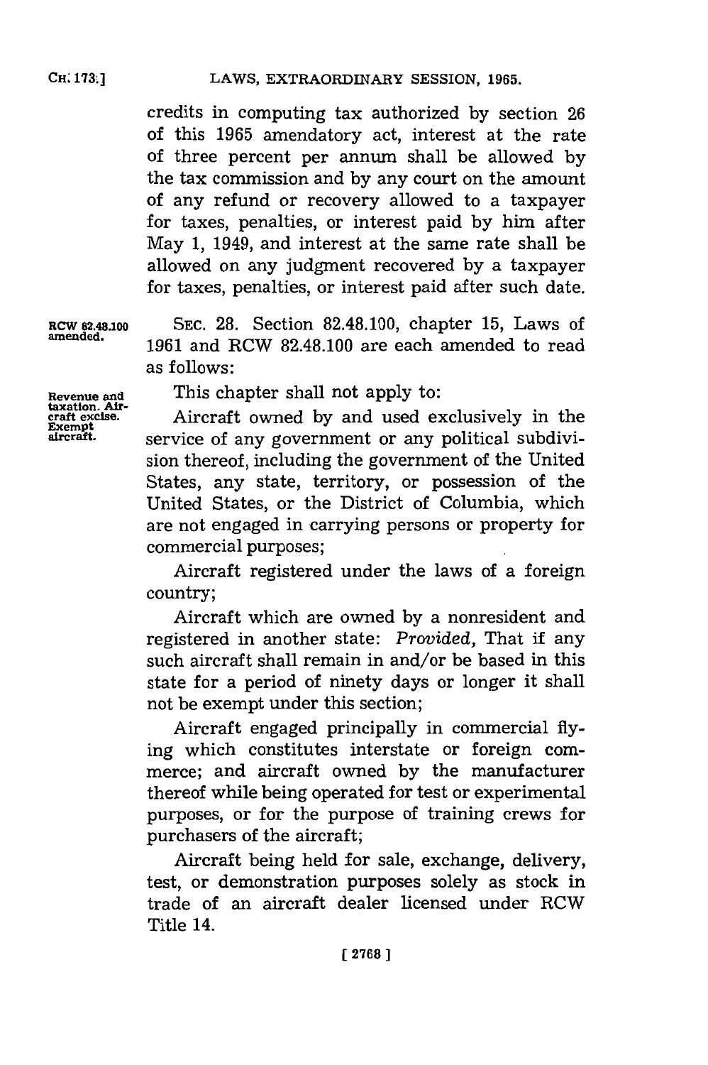credits in computing tax authorized by section 26 of this 1965 amendatory act, interest at the rate of three percent per annum shall be allowed by the tax commission and by any court on the amount of any refund or recovery allowed to a taxpayer for taxes, penalties, or interest paid by him after May 1, 1949, and interest at the same rate shall be allowed on any judgment recovered by a taxpayer for taxes, penalties, or interest paid after such date.

RCW 82.48.100 amended.

SEC. 28. Section 82.48.100, chapter 15, Laws of 1961 and RCW 82.48.100 are each amended to read as follows:

Revenue and taxation. Aircraft excise. Exempt aircraft.

This chapter shall not apply to:

Aircraft owned by and used exclusively in the service of any government or any political subdivision thereof, including the government of the United States, any state, territory, or possession of the United States, or the District of Columbia, which are not engaged in carrying persons or property for commercial purposes;

Aircraft registered under the laws of a foreign country;

Aircraft which are owned by a nonresident and registered in another state: *Provided*, That if any such aircraft shall remain in and/or be based in this state for a period of ninety days or longer it shall not be exempt under this section;

Aircraft engaged principally in commercial flying which constitutes interstate or foreign commerce; and aircraft owned by the manufacturer thereof while being operated for test or experimental purposes, or for the purpose of training crews for purchasers of the aircraft;

Aircraft being held for sale, exchange, delivery, test, or demonstration purposes solely as stock in trade of an aircraft dealer licensed under RCW Title 14.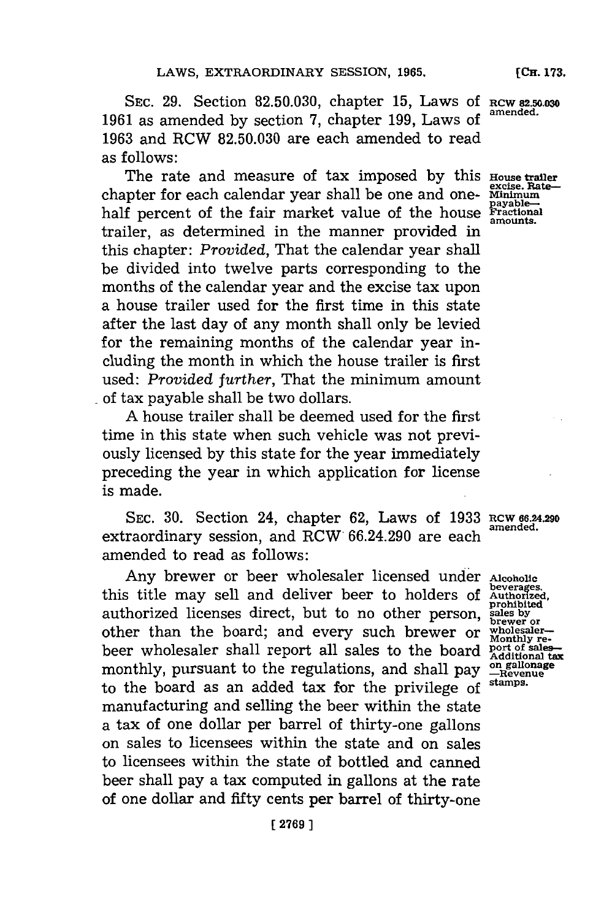SEC. 29. Section 82.50.030, chapter 15, Laws of 1961 as amended by section 7, chapter 199, Laws of 1963 and RCW 82.50.030 are each amended to read as follows:

RCW 82.50.030 amended.

House trailer excise. Rate—Minimum payable—Fractional amounts.

The rate and measure of tax imposed by this chapter for each calendar year shall be one and one-half percent of the fair market value of the house trailer, as determined in the manner provided in this chapter: *Provided*, That the calendar year shall be divided into twelve parts corresponding to the months of the calendar year and the excise tax upon a house trailer used for the first time in this state after the last day of any month shall only be levied for the remaining months of the calendar year including the month in which the house trailer is first used: *Provided further*, That the minimum amount of tax payable shall be two dollars.

A house trailer shall be deemed used for the first time in this state when such vehicle was not previously licensed by this state for the year immediately preceding the year in which application for license is made.

SEC. 30. Section 24, chapter 62, Laws of 1933 extraordinary session, and RCW 66.24.290 are each amended to read as follows:

RCW 66.24.290 amended.

Alcoholic beverages. Authorized, prohibited sales by brewer or wholesaler—Monthly report of sales—Additional tax on gallonage—Revenue stamps.

Any brewer or beer wholesaler licensed under this title may sell and deliver beer to holders of authorized licenses direct, but to no other person, other than the board; and every such brewer or beer wholesaler shall report all sales to the board monthly, pursuant to the regulations, and shall pay to the board as an added tax for the privilege of manufacturing and selling the beer within the state a tax of one dollar per barrel of thirty-one gallons on sales to licensees within the state and on sales to licensees within the state of bottled and canned beer shall pay a tax computed in gallons at the rate of one dollar and fifty cents per barrel of thirty-one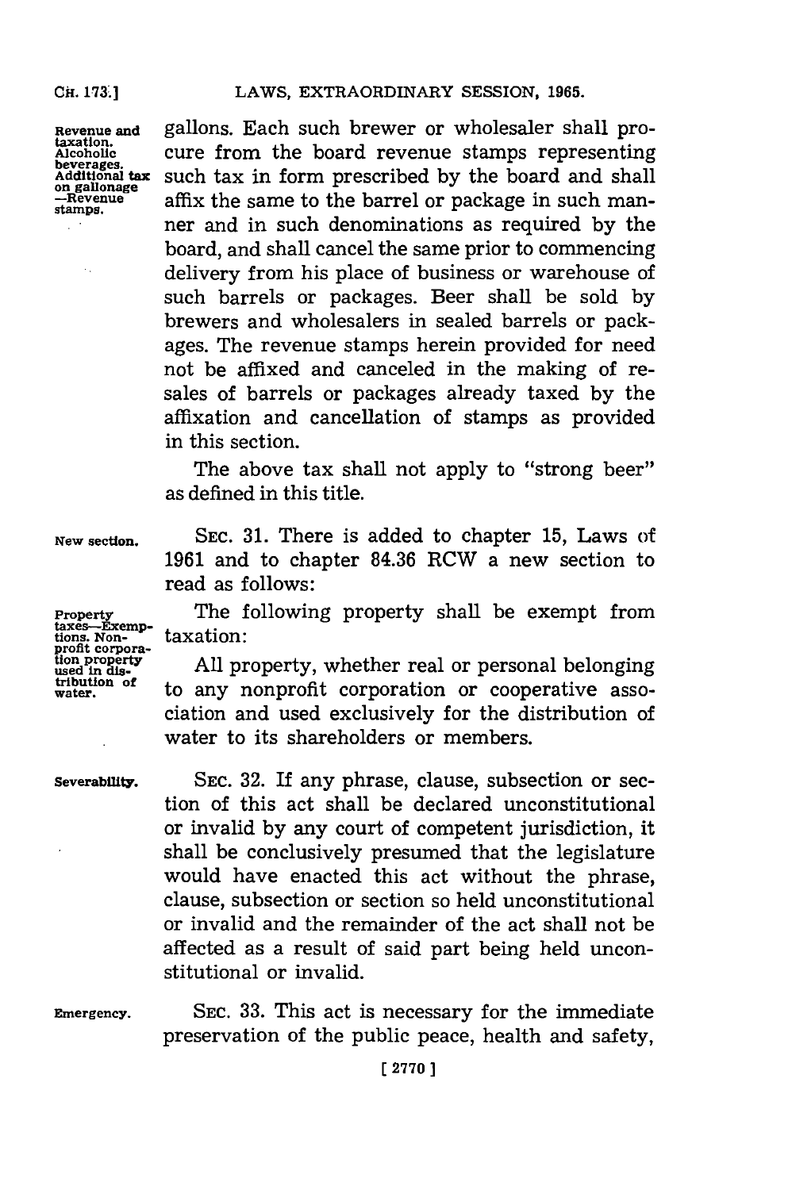gallons. Each such brewer or wholesaler shall procure from the board revenue stamps representing such tax in form prescribed by the board and shall affix the same to the barrel or package in such manner and in such denominations as required by the board, and shall cancel the same prior to commencing delivery from his place of business or warehouse of such barrels or packages. Beer shall be sold by brewers and wholesalers in sealed barrels or packages. The revenue stamps herein provided for need not be affixed and canceled in the making of resales of barrels or packages already taxed by the affixation and cancellation of stamps as provided in this section.

The above tax shall not apply to "strong beer" as defined in this title.

*New section.* SEC. 31. There is added to chapter 15, Laws of 1961 and to chapter 84.36 RCW a new section to read as follows:

*Property taxes—Exemptions. Nonprofit corporation property used in distribution of water.* The following property shall be exempt from taxation:

All property, whether real or personal belonging to any nonprofit corporation or cooperative association and used exclusively for the distribution of water to its shareholders or members.

*Severability.* SEC. 32. If any phrase, clause, subsection or section of this act shall be declared unconstitutional or invalid by any court of competent jurisdiction, it shall be conclusively presumed that the legislature would have enacted this act without the phrase, clause, subsection or section so held unconstitutional or invalid and the remainder of the act shall not be affected as a result of said part being held unconstitutional or invalid.

*Emergency.* SEC. 33. This act is necessary for the immediate preservation of the public peace, health and safety,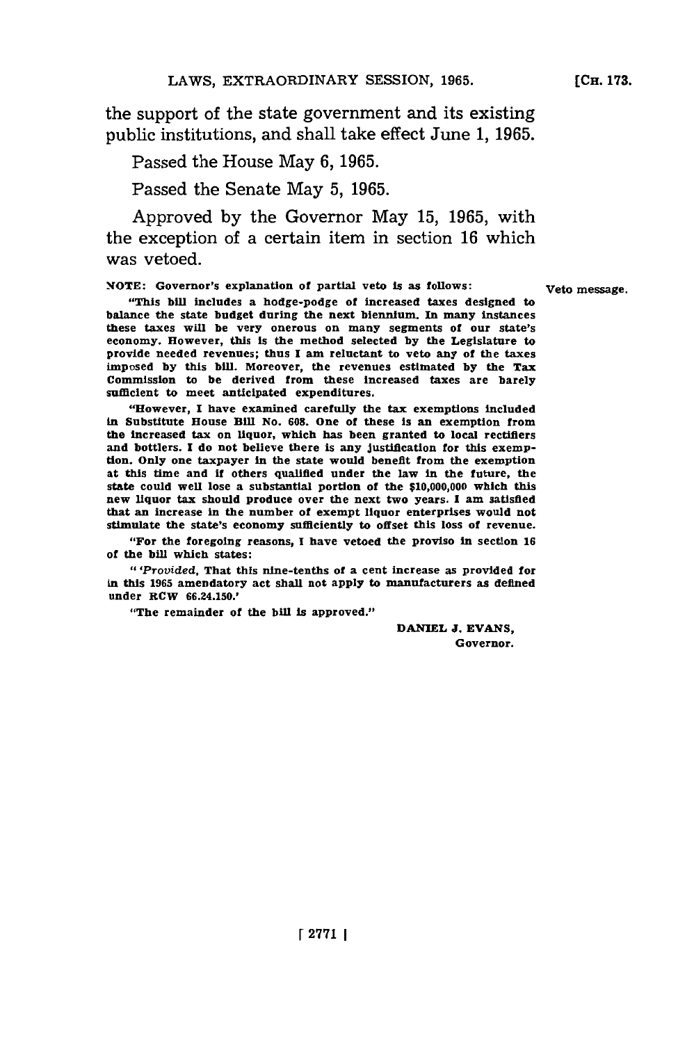the support of the state government and its existing public institutions, and shall take effect June 1, 1965.

Passed the House May 6, 1965.

Passed the Senate May 5, 1965.

Approved by the Governor May 15, 1965, with the exception of a certain item in section 16 which was vetoed.

Veto message.

NOTE: Governor's explanation of partial veto is as follows:

"This bill includes a hodge-podge of increased taxes designed to balance the state budget during the next biennium. In many instances these taxes will be very onerous on many segments of our state's economy. However, this is the method selected by the Legislature to provide needed revenues; thus I am reluctant to veto any of the taxes imposed by this bill. Moreover, the revenues estimated by the Tax Commission to be derived from these increased taxes are barely sufficient to meet anticipated expenditures.

"However, I have examined carefully the tax exemptions included in Substitute House Bill No. 608. One of these is an exemption from the increased tax on liquor, which has been granted to local rectifiers and bottlers. I do not believe there is any justification for this exemption. Only one taxpayer in the state would benefit from the exemption at this time and if others qualified under the law in the future, the state could well lose a substantial portion of the $10,000,000 which this new liquor tax should produce over the next two years. I am satisfied that an increase in the number of exempt liquor enterprises would not stimulate the state's economy sufficiently to offset this loss of revenue.

"For the foregoing reasons, I have vetoed the proviso in section 16 of the bill which states:

"'*Provided*, That this nine-tenths of a cent increase as provided for in this 1965 amendatory act shall not apply to manufacturers as defined under RCW 66.24.150.'

"The remainder of the bill is approved."

DANIEL J. EVANS,
Governor.